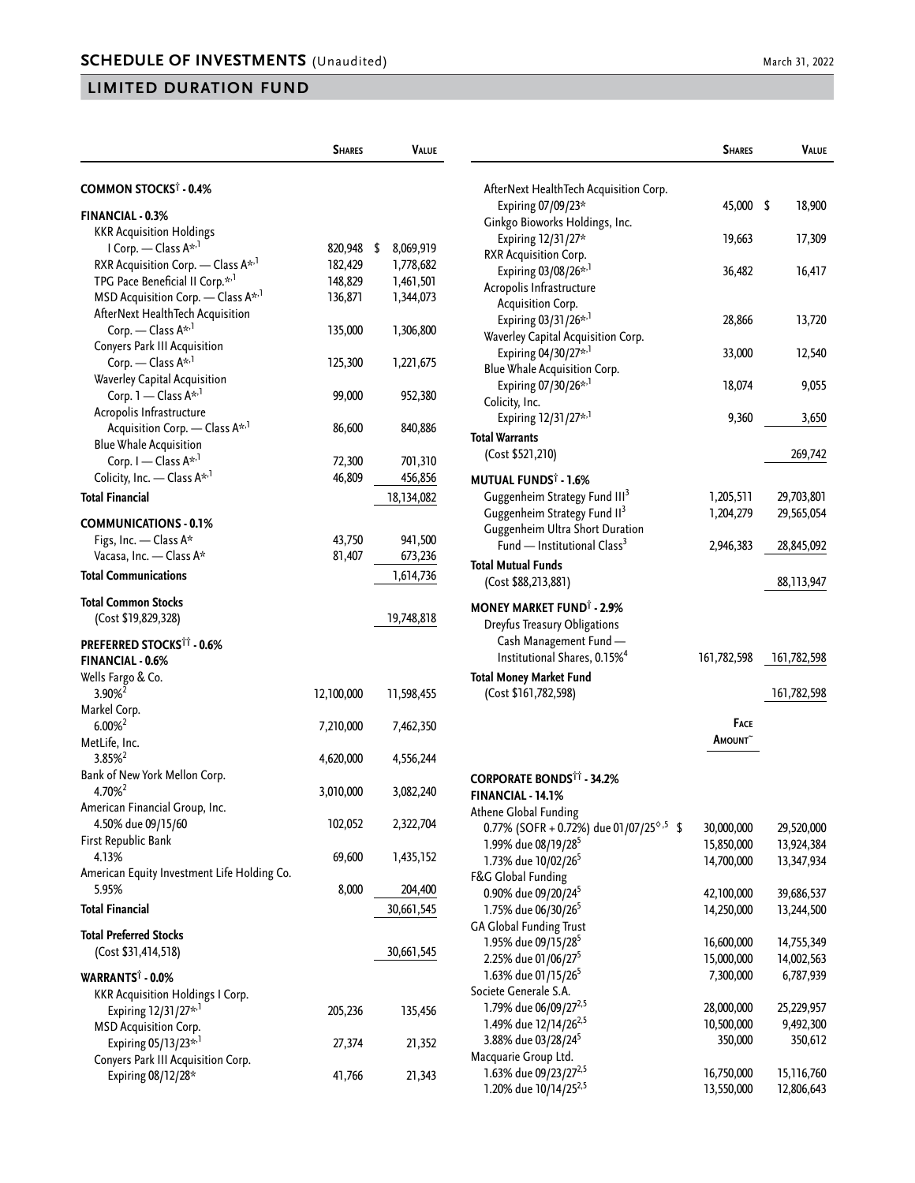# SCHEDULE OF INVESTMENTS (Unaudited)

March 31, 2022

## LIMITED DURATION FUND

| | Shares | Value |
|---|---|---|
| **COMMON STOCKS† - 0.4%** | | |
| **FINANCIAL - 0.3%** | | |
| KKR Acquisition Holdings I Corp. — Class A*,1 | 820,948 | $ 8,069,919 |
| RXR Acquisition Corp. — Class A*,1 | 182,429 | 1,778,682 |
| TPG Pace Beneficial II Corp.*,1 | 148,829 | 1,461,501 |
| MSD Acquisition Corp. — Class A*,1 | 136,871 | 1,344,073 |
| AfterNext HealthTech Acquisition Corp. — Class A*,1 | 135,000 | 1,306,800 |
| Conyers Park III Acquisition Corp. — Class A*,1 | 125,300 | 1,221,675 |
| Waverley Capital Acquisition Corp. 1 — Class A*,1 | 99,000 | 952,380 |
| Acropolis Infrastructure Acquisition Corp. — Class A*,1 | 86,600 | 840,886 |
| Blue Whale Acquisition Corp. I — Class A*,1 | 72,300 | 701,310 |
| Colicity, Inc. — Class A*,1 | 46,809 | 456,856 |
| **Total Financial** | | 18,134,082 |
| **COMMUNICATIONS - 0.1%** | | |
| Figs, Inc. — Class A* | 43,750 | 941,500 |
| Vacasa, Inc. — Class A* | 81,407 | 673,236 |
| **Total Communications** | | 1,614,736 |
| **Total Common Stocks** (Cost $19,829,328) | | 19,748,818 |
| **PREFERRED STOCKS†† - 0.6%** | | |
| **FINANCIAL - 0.6%** | | |
| Wells Fargo & Co. 3.90%[2] | 12,100,000 | 11,598,455 |
| Markel Corp. 6.00%[2] | 7,210,000 | 7,462,350 |
| MetLife, Inc. 3.85%[2] | 4,620,000 | 4,556,244 |
| Bank of New York Mellon Corp. 4.70%[2] | 3,010,000 | 3,082,240 |
| American Financial Group, Inc. 4.50% due 09/15/60 | 102,052 | 2,322,704 |
| First Republic Bank 4.13% | 69,600 | 1,435,152 |
| American Equity Investment Life Holding Co. 5.95% | 8,000 | 204,400 |
| **Total Financial** | | 30,661,545 |
| **Total Preferred Stocks** (Cost $31,414,518) | | 30,661,545 |
| **WARRANTS† - 0.0%** | | |
| KKR Acquisition Holdings I Corp. Expiring 12/31/27*,1 | 205,236 | 135,456 |
| MSD Acquisition Corp. Expiring 05/13/23*,1 | 27,374 | 21,352 |
| Conyers Park III Acquisition Corp. Expiring 08/12/28* | 41,766 | 21,343 |
| AfterNext HealthTech Acquisition Corp. Expiring 07/09/23* | 45,000 | $ 18,900 |
| Ginkgo Bioworks Holdings, Inc. Expiring 12/31/27* | 19,663 | 17,309 |
| RXR Acquisition Corp. Expiring 03/08/26*,1 | 36,482 | 16,417 |
| Acropolis Infrastructure Acquisition Corp. Expiring 03/31/26*,1 | 28,866 | 13,720 |
| Waverley Capital Acquisition Corp. Expiring 04/30/27*,1 | 33,000 | 12,540 |
| Blue Whale Acquisition Corp. Expiring 07/30/26*,1 | 18,074 | 9,055 |
| Colicity, Inc. Expiring 12/31/27*,1 | 9,360 | 3,650 |
| **Total Warrants** (Cost $521,210) | | 269,742 |
| **MUTUAL FUNDS† - 1.6%** | | |
| Guggenheim Strategy Fund III[3] | 1,205,511 | 29,703,801 |
| Guggenheim Strategy Fund II[3] | 1,204,279 | 29,565,054 |
| Guggenheim Ultra Short Duration Fund — Institutional Class[3] | 2,946,383 | 28,845,092 |
| **Total Mutual Funds** (Cost $88,213,881) | | 88,113,947 |
| **MONEY MARKET FUND† - 2.9%** | | |
| Dreyfus Treasury Obligations Cash Management Fund — Institutional Shares, 0.15%[4] | 161,782,598 | 161,782,598 |
| **Total Money Market Fund** (Cost $161,782,598) | | 161,782,598 |

| | Face Amount~ | Value |
|---|---|---|
| **CORPORATE BONDS†† - 34.2%** | | |
| **FINANCIAL - 14.1%** | | |
| Athene Global Funding | | |
| 0.77% (SOFR + 0.72%) due 01/07/25◊,5 | $ 30,000,000 | 29,520,000 |
| 1.99% due 08/19/28[5] | 15,850,000 | 13,924,384 |
| 1.73% due 10/02/26[5] | 14,700,000 | 13,347,934 |
| F&G Global Funding | | |
| 0.90% due 09/20/24[5] | 42,100,000 | 39,686,537 |
| 1.75% due 06/30/26[5] | 14,250,000 | 13,244,500 |
| GA Global Funding Trust | | |
| 1.95% due 09/15/28[5] | 16,600,000 | 14,755,349 |
| 2.25% due 01/06/27[5] | 15,000,000 | 14,002,563 |
| 1.63% due 01/15/26[5] | 7,300,000 | 6,787,939 |
| Societe Generale S.A. | | |
| 1.79% due 06/09/27[2,5] | 28,000,000 | 25,229,957 |
| 1.49% due 12/14/26[2,5] | 10,500,000 | 9,492,300 |
| 3.88% due 03/28/24[5] | 350,000 | 350,612 |
| Macquarie Group Ltd. | | |
| 1.63% due 09/23/27[2,5] | 16,750,000 | 15,116,760 |
| 1.20% due 10/14/25[2,5] | 13,550,000 | 12,806,643 |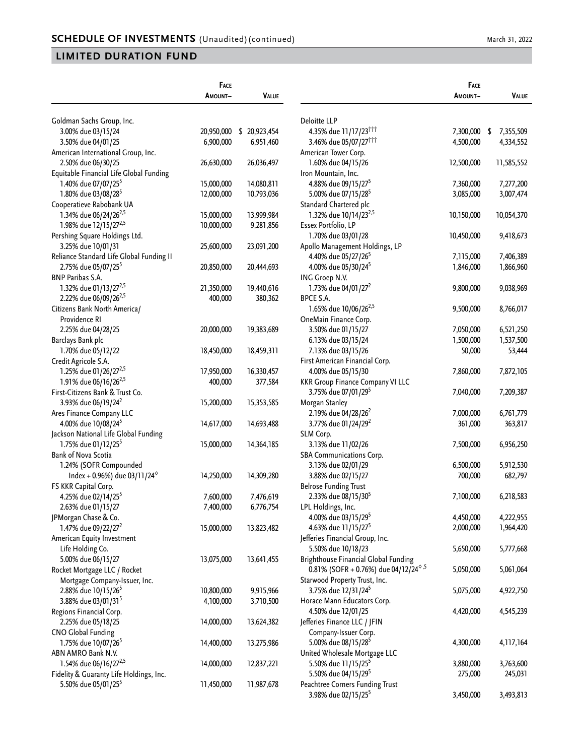## SCHEDULE OF INVESTMENTS (Unaudited) (continued)

## LIMITED DURATION FUND

| | Face Amount~ | Value |
|---|---|---|
| Goldman Sachs Group, Inc. | | |
| 3.00% due 03/15/24 | 20,950,000 | $ 20,923,454 |
| 3.50% due 04/01/25 | 6,900,000 | 6,951,460 |
| American International Group, Inc. | | |
| 2.50% due 06/30/25 | 26,630,000 | 26,036,497 |
| Equitable Financial Life Global Funding | | |
| 1.40% due 07/07/25[5] | 15,000,000 | 14,080,811 |
| 1.80% due 03/08/28[5] | 12,000,000 | 10,793,036 |
| Cooperatieve Rabobank UA | | |
| 1.34% due 06/24/26[2,5] | 15,000,000 | 13,999,984 |
| 1.98% due 12/15/27[2,5] | 10,000,000 | 9,281,856 |
| Pershing Square Holdings Ltd. | | |
| 3.25% due 10/01/31 | 25,600,000 | 23,091,200 |
| Reliance Standard Life Global Funding II | | |
| 2.75% due 05/07/25[5] | 20,850,000 | 20,444,693 |
| BNP Paribas S.A. | | |
| 1.32% due 01/13/27[2,5] | 21,350,000 | 19,440,616 |
| 2.22% due 06/09/26[2,5] | 400,000 | 380,362 |
| Citizens Bank North America/ Providence RI | | |
| 2.25% due 04/28/25 | 20,000,000 | 19,383,689 |
| Barclays Bank plc | | |
| 1.70% due 05/12/22 | 18,450,000 | 18,459,311 |
| Credit Agricole S.A. | | |
| 1.25% due 01/26/27[2,5] | 17,950,000 | 16,330,457 |
| 1.91% due 06/16/26[2,5] | 400,000 | 377,584 |
| First-Citizens Bank & Trust Co. | | |
| 3.93% due 06/19/24[2] | 15,200,000 | 15,353,585 |
| Ares Finance Company LLC | | |
| 4.00% due 10/08/24[5] | 14,617,000 | 14,693,488 |
| Jackson National Life Global Funding | | |
| 1.75% due 01/12/25[5] | 15,000,000 | 14,364,185 |
| Bank of Nova Scotia | | |
| 1.24% (SOFR Compounded Index + 0.96%) due 03/11/24[◊] | 14,250,000 | 14,309,280 |
| FS KKR Capital Corp. | | |
| 4.25% due 02/14/25[5] | 7,600,000 | 7,476,619 |
| 2.63% due 01/15/27 | 7,400,000 | 6,776,754 |
| JPMorgan Chase & Co. | | |
| 1.47% due 09/22/27[2] | 15,000,000 | 13,823,482 |
| American Equity Investment Life Holding Co. | | |
| 5.00% due 06/15/27 | 13,075,000 | 13,641,455 |
| Rocket Mortgage LLC / Rocket Mortgage Company-Issuer, Inc. | | |
| 2.88% due 10/15/26[5] | 10,800,000 | 9,915,966 |
| 3.88% due 03/01/31[5] | 4,100,000 | 3,710,500 |
| Regions Financial Corp. | | |
| 2.25% due 05/18/25 | 14,000,000 | 13,624,382 |
| CNO Global Funding | | |
| 1.75% due 10/07/26[5] | 14,400,000 | 13,275,986 |
| ABN AMRO Bank N.V. | | |
| 1.54% due 06/16/27[2,5] | 14,000,000 | 12,837,221 |
| Fidelity & Guaranty Life Holdings, Inc. | | |
| 5.50% due 05/01/25[5] | 11,450,000 | 11,987,678 |
| Deloitte LLP | | |
| 4.35% due 11/17/23[†††] | 7,300,000 | $ 7,355,509 |
| 3.46% due 05/07/27[†††] | 4,500,000 | 4,334,552 |
| American Tower Corp. | | |
| 1.60% due 04/15/26 | 12,500,000 | 11,585,552 |
| Iron Mountain, Inc. | | |
| 4.88% due 09/15/27[5] | 7,360,000 | 7,277,200 |
| 5.00% due 07/15/28[5] | 3,085,000 | 3,007,474 |
| Standard Chartered plc | | |
| 1.32% due 10/14/23[2,5] | 10,150,000 | 10,054,370 |
| Essex Portfolio, LP | | |
| 1.70% due 03/01/28 | 10,450,000 | 9,418,673 |
| Apollo Management Holdings, LP | | |
| 4.40% due 05/27/26[5] | 7,115,000 | 7,406,389 |
| 4.00% due 05/30/24[5] | 1,846,000 | 1,866,960 |
| ING Groep N.V. | | |
| 1.73% due 04/01/27[2] | 9,800,000 | 9,038,969 |
| BPCE S.A. | | |
| 1.65% due 10/06/26[2,5] | 9,500,000 | 8,766,017 |
| OneMain Finance Corp. | | |
| 3.50% due 01/15/27 | 7,050,000 | 6,521,250 |
| 6.13% due 03/15/24 | 1,500,000 | 1,537,500 |
| 7.13% due 03/15/26 | 50,000 | 53,444 |
| First American Financial Corp. | | |
| 4.00% due 05/15/30 | 7,860,000 | 7,872,105 |
| KKR Group Finance Company VI LLC | | |
| 3.75% due 07/01/29[5] | 7,040,000 | 7,209,387 |
| Morgan Stanley | | |
| 2.19% due 04/28/26[2] | 7,000,000 | 6,761,779 |
| 3.77% due 01/24/29[2] | 361,000 | 363,817 |
| SLM Corp. | | |
| 3.13% due 11/02/26 | 7,500,000 | 6,956,250 |
| SBA Communications Corp. | | |
| 3.13% due 02/01/29 | 6,500,000 | 5,912,530 |
| 3.88% due 02/15/27 | 700,000 | 682,797 |
| Belrose Funding Trust | | |
| 2.33% due 08/15/30[5] | 7,100,000 | 6,218,583 |
| LPL Holdings, Inc. | | |
| 4.00% due 03/15/29[5] | 4,450,000 | 4,222,955 |
| 4.63% due 11/15/27[5] | 2,000,000 | 1,964,420 |
| Jefferies Financial Group, Inc. | | |
| 5.50% due 10/18/23 | 5,650,000 | 5,777,668 |
| Brighthouse Financial Global Funding | | |
| 0.81% (SOFR + 0.76%) due 04/12/24[◊,5] | 5,050,000 | 5,061,064 |
| Starwood Property Trust, Inc. | | |
| 3.75% due 12/31/24[5] | 5,075,000 | 4,922,750 |
| Horace Mann Educators Corp. | | |
| 4.50% due 12/01/25 | 4,420,000 | 4,545,239 |
| Jefferies Finance LLC / JFIN Company-Issuer Corp. | | |
| 5.00% due 08/15/28[5] | 4,300,000 | 4,117,164 |
| United Wholesale Mortgage LLC | | |
| 5.50% due 11/15/25[5] | 3,880,000 | 3,763,600 |
| 5.50% due 04/15/29[5] | 275,000 | 245,031 |
| Peachtree Corners Funding Trust | | |
| 3.98% due 02/15/25[5] | 3,450,000 | 3,493,813 |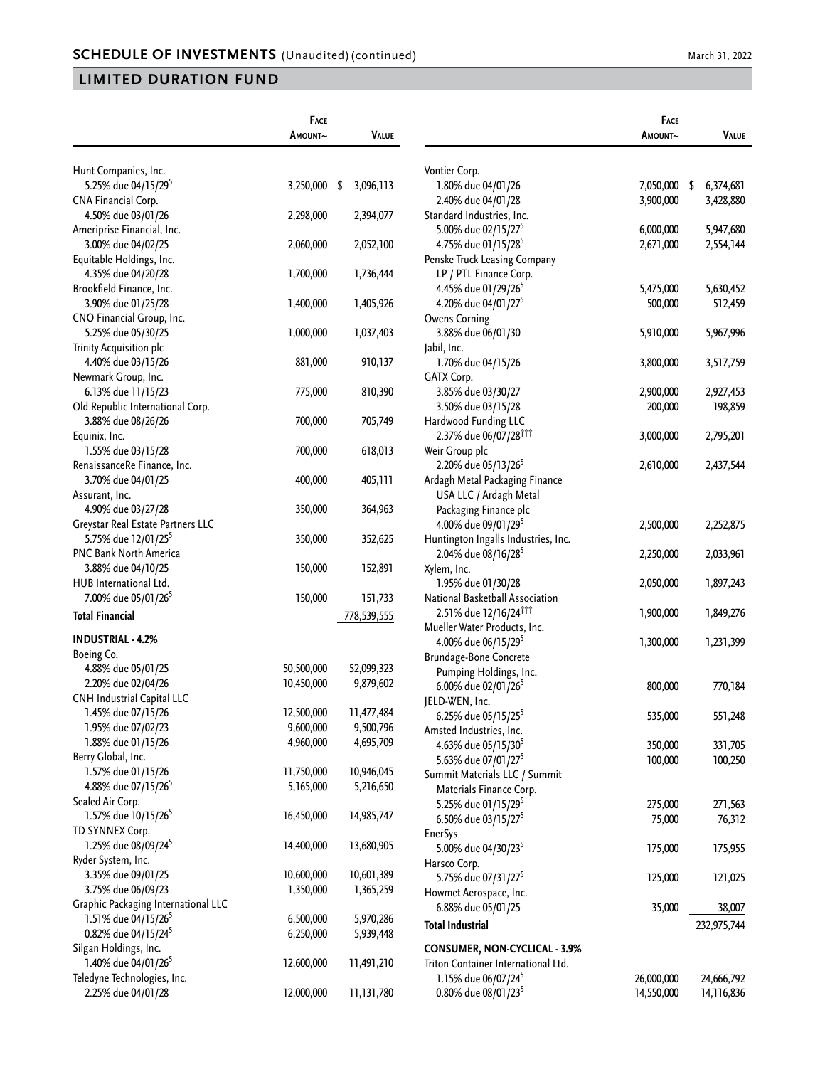## SCHEDULE OF INVESTMENTS (Unaudited) (continued)

## LIMITED DURATION FUND

| | Face Amount~ | Value |
|---|---|---|
| Hunt Companies, Inc. | | |
| 5.25% due 04/15/29[5] | 3,250,000 | $ 3,096,113 |
| CNA Financial Corp. | | |
| 4.50% due 03/01/26 | 2,298,000 | 2,394,077 |
| Ameriprise Financial, Inc. | | |
| 3.00% due 04/02/25 | 2,060,000 | 2,052,100 |
| Equitable Holdings, Inc. | | |
| 4.35% due 04/20/28 | 1,700,000 | 1,736,444 |
| Brookfield Finance, Inc. | | |
| 3.90% due 01/25/28 | 1,400,000 | 1,405,926 |
| CNO Financial Group, Inc. | | |
| 5.25% due 05/30/25 | 1,000,000 | 1,037,403 |
| Trinity Acquisition plc | | |
| 4.40% due 03/15/26 | 881,000 | 910,137 |
| Newmark Group, Inc. | | |
| 6.13% due 11/15/23 | 775,000 | 810,390 |
| Old Republic International Corp. | | |
| 3.88% due 08/26/26 | 700,000 | 705,749 |
| Equinix, Inc. | | |
| 1.55% due 03/15/28 | 700,000 | 618,013 |
| RenaissanceRe Finance, Inc. | | |
| 3.70% due 04/01/25 | 400,000 | 405,111 |
| Assurant, Inc. | | |
| 4.90% due 03/27/28 | 350,000 | 364,963 |
| Greystar Real Estate Partners LLC | | |
| 5.75% due 12/01/25[5] | 350,000 | 352,625 |
| PNC Bank North America | | |
| 3.88% due 04/10/25 | 150,000 | 152,891 |
| HUB International Ltd. | | |
| 7.00% due 05/01/26[5] | 150,000 | 151,733 |
| **Total Financial** | | 778,539,555 |
| **INDUSTRIAL - 4.2%** | | |
| Boeing Co. | | |
| 4.88% due 05/01/25 | 50,500,000 | 52,099,323 |
| 2.20% due 02/04/26 | 10,450,000 | 9,879,602 |
| CNH Industrial Capital LLC | | |
| 1.45% due 07/15/26 | 12,500,000 | 11,477,484 |
| 1.95% due 07/02/23 | 9,600,000 | 9,500,796 |
| 1.88% due 01/15/26 | 4,960,000 | 4,695,709 |
| Berry Global, Inc. | | |
| 1.57% due 01/15/26 | 11,750,000 | 10,946,045 |
| 4.88% due 07/15/26[5] | 5,165,000 | 5,216,650 |
| Sealed Air Corp. | | |
| 1.57% due 10/15/26[5] | 16,450,000 | 14,985,747 |
| TD SYNNEX Corp. | | |
| 1.25% due 08/09/24[5] | 14,400,000 | 13,680,905 |
| Ryder System, Inc. | | |
| 3.35% due 09/01/25 | 10,600,000 | 10,601,389 |
| 3.75% due 06/09/23 | 1,350,000 | 1,365,259 |
| Graphic Packaging International LLC | | |
| 1.51% due 04/15/26[5] | 6,500,000 | 5,970,286 |
| 0.82% due 04/15/24[5] | 6,250,000 | 5,939,448 |
| Silgan Holdings, Inc. | | |
| 1.40% due 04/01/26[5] | 12,600,000 | 11,491,210 |
| Teledyne Technologies, Inc. | | |
| 2.25% due 04/01/28 | 12,000,000 | 11,131,780 |
| Vontier Corp. | | |
| 1.80% due 04/01/26 | 7,050,000 | $ 6,374,681 |
| 2.40% due 04/01/28 | 3,900,000 | 3,428,880 |
| Standard Industries, Inc. | | |
| 5.00% due 02/15/27[5] | 6,000,000 | 5,947,680 |
| 4.75% due 01/15/28[5] | 2,671,000 | 2,554,144 |
| Penske Truck Leasing Company LP / PTL Finance Corp. | | |
| 4.45% due 01/29/26[5] | 5,475,000 | 5,630,452 |
| 4.20% due 04/01/27[5] | 500,000 | 512,459 |
| Owens Corning | | |
| 3.88% due 06/01/30 | 5,910,000 | 5,967,996 |
| Jabil, Inc. | | |
| 1.70% due 04/15/26 | 3,800,000 | 3,517,759 |
| GATX Corp. | | |
| 3.85% due 03/30/27 | 2,900,000 | 2,927,453 |
| 3.50% due 03/15/28 | 200,000 | 198,859 |
| Hardwood Funding LLC | | |
| 2.37% due 06/07/28††† | 3,000,000 | 2,795,201 |
| Weir Group plc | | |
| 2.20% due 05/13/26[5] | 2,610,000 | 2,437,544 |
| Ardagh Metal Packaging Finance USA LLC / Ardagh Metal Packaging Finance plc | | |
| 4.00% due 09/01/29[5] | 2,500,000 | 2,252,875 |
| Huntington Ingalls Industries, Inc. | | |
| 2.04% due 08/16/28[5] | 2,250,000 | 2,033,961 |
| Xylem, Inc. | | |
| 1.95% due 01/30/28 | 2,050,000 | 1,897,243 |
| National Basketball Association | | |
| 2.51% due 12/16/24††† | 1,900,000 | 1,849,276 |
| Mueller Water Products, Inc. | | |
| 4.00% due 06/15/29[5] | 1,300,000 | 1,231,399 |
| Brundage-Bone Concrete Pumping Holdings, Inc. | | |
| 6.00% due 02/01/26[5] | 800,000 | 770,184 |
| JELD-WEN, Inc. | | |
| 6.25% due 05/15/25[5] | 535,000 | 551,248 |
| Amsted Industries, Inc. | | |
| 4.63% due 05/15/30[5] | 350,000 | 331,705 |
| 5.63% due 07/01/27[5] | 100,000 | 100,250 |
| Summit Materials LLC / Summit Materials Finance Corp. | | |
| 5.25% due 01/15/29[5] | 275,000 | 271,563 |
| 6.50% due 03/15/27[5] | 75,000 | 76,312 |
| EnerSys | | |
| 5.00% due 04/30/23[5] | 175,000 | 175,955 |
| Harsco Corp. | | |
| 5.75% due 07/31/27[5] | 125,000 | 121,025 |
| Howmet Aerospace, Inc. | | |
| 6.88% due 05/01/25 | 35,000 | 38,007 |
| **Total Industrial** | | 232,975,744 |
| **CONSUMER, NON-CYCLICAL - 3.9%** | | |
| Triton Container International Ltd. | | |
| 1.15% due 06/07/24[5] | 26,000,000 | 24,666,792 |
| 0.80% due 08/01/23[5] | 14,550,000 | 14,116,836 |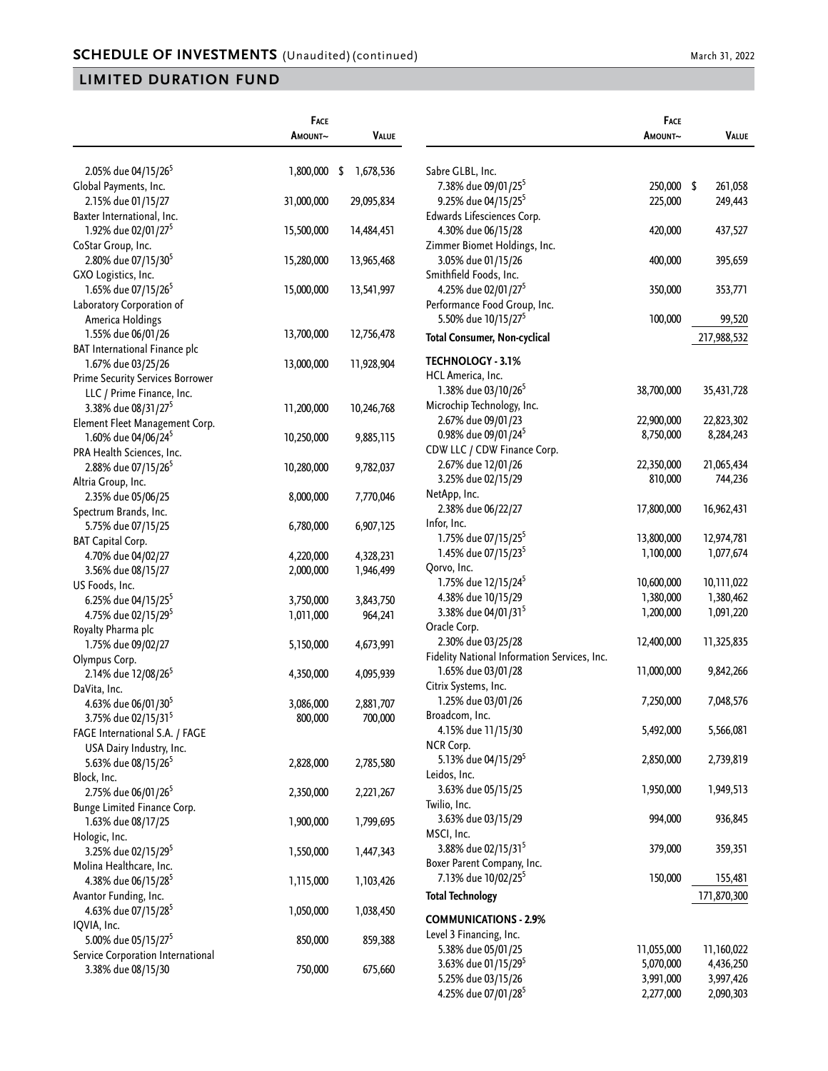## SCHEDULE OF INVESTMENTS (Unaudited) (continued)

## LIMITED DURATION FUND

| | Face Amount~ | Value |
|---|---|---|
| 2.05% due 04/15/26[5] | 1,800,000 | $ 1,678,536 |
| Global Payments, Inc. | | |
| 2.15% due 01/15/27 | 31,000,000 | 29,095,834 |
| Baxter International, Inc. | | |
| 1.92% due 02/01/27[5] | 15,500,000 | 14,484,451 |
| CoStar Group, Inc. | | |
| 2.80% due 07/15/30[5] | 15,280,000 | 13,965,468 |
| GXO Logistics, Inc. | | |
| 1.65% due 07/15/26[5] | 15,000,000 | 13,541,997 |
| Laboratory Corporation of America Holdings | | |
| 1.55% due 06/01/26 | 13,700,000 | 12,756,478 |
| BAT International Finance plc | | |
| 1.67% due 03/25/26 | 13,000,000 | 11,928,904 |
| Prime Security Services Borrower LLC / Prime Finance, Inc. | | |
| 3.38% due 08/31/27[5] | 11,200,000 | 10,246,768 |
| Element Fleet Management Corp. | | |
| 1.60% due 04/06/24[5] | 10,250,000 | 9,885,115 |
| PRA Health Sciences, Inc. | | |
| 2.88% due 07/15/26[5] | 10,280,000 | 9,782,037 |
| Altria Group, Inc. | | |
| 2.35% due 05/06/25 | 8,000,000 | 7,770,046 |
| Spectrum Brands, Inc. | | |
| 5.75% due 07/15/25 | 6,780,000 | 6,907,125 |
| BAT Capital Corp. | | |
| 4.70% due 04/02/27 | 4,220,000 | 4,328,231 |
| 3.56% due 08/15/27 | 2,000,000 | 1,946,499 |
| US Foods, Inc. | | |
| 6.25% due 04/15/25[5] | 3,750,000 | 3,843,750 |
| 4.75% due 02/15/29[5] | 1,011,000 | 964,241 |
| Royalty Pharma plc | | |
| 1.75% due 09/02/27 | 5,150,000 | 4,673,991 |
| Olympus Corp. | | |
| 2.14% due 12/08/26[5] | 4,350,000 | 4,095,939 |
| DaVita, Inc. | | |
| 4.63% due 06/01/30[5] | 3,086,000 | 2,881,707 |
| 3.75% due 02/15/31[5] | 800,000 | 700,000 |
| FAGE International S.A. / FAGE USA Dairy Industry, Inc. | | |
| 5.63% due 08/15/26[5] | 2,828,000 | 2,785,580 |
| Block, Inc. | | |
| 2.75% due 06/01/26[5] | 2,350,000 | 2,221,267 |
| Bunge Limited Finance Corp. | | |
| 1.63% due 08/17/25 | 1,900,000 | 1,799,695 |
| Hologic, Inc. | | |
| 3.25% due 02/15/29[5] | 1,550,000 | 1,447,343 |
| Molina Healthcare, Inc. | | |
| 4.38% due 06/15/28[5] | 1,115,000 | 1,103,426 |
| Avantor Funding, Inc. | | |
| 4.63% due 07/15/28[5] | 1,050,000 | 1,038,450 |
| IQVIA, Inc. | | |
| 5.00% due 05/15/27[5] | 850,000 | 859,388 |
| Service Corporation International | | |
| 3.38% due 08/15/30 | 750,000 | 675,660 |
| Sabre GLBL, Inc. | | |
| 7.38% due 09/01/25[5] | 250,000 | $ 261,058 |
| 9.25% due 04/15/25[5] | 225,000 | 249,443 |
| Edwards Lifesciences Corp. | | |
| 4.30% due 06/15/28 | 420,000 | 437,527 |
| Zimmer Biomet Holdings, Inc. | | |
| 3.05% due 01/15/26 | 400,000 | 395,659 |
| Smithfield Foods, Inc. | | |
| 4.25% due 02/01/27[5] | 350,000 | 353,771 |
| Performance Food Group, Inc. | | |
| 5.50% due 10/15/27[5] | 100,000 | 99,520 |
| **Total Consumer, Non-cyclical** | | 217,988,532 |
| **TECHNOLOGY - 3.1%** | | |
| HCL America, Inc. | | |
| 1.38% due 03/10/26[5] | 38,700,000 | 35,431,728 |
| Microchip Technology, Inc. | | |
| 2.67% due 09/01/23 | 22,900,000 | 22,823,302 |
| 0.98% due 09/01/24[5] | 8,750,000 | 8,284,243 |
| CDW LLC / CDW Finance Corp. | | |
| 2.67% due 12/01/26 | 22,350,000 | 21,065,434 |
| 3.25% due 02/15/29 | 810,000 | 744,236 |
| NetApp, Inc. | | |
| 2.38% due 06/22/27 | 17,800,000 | 16,962,431 |
| Infor, Inc. | | |
| 1.75% due 07/15/25[5] | 13,800,000 | 12,974,781 |
| 1.45% due 07/15/23[5] | 1,100,000 | 1,077,674 |
| Qorvo, Inc. | | |
| 1.75% due 12/15/24[5] | 10,600,000 | 10,111,022 |
| 4.38% due 10/15/29 | 1,380,000 | 1,380,462 |
| 3.38% due 04/01/31[5] | 1,200,000 | 1,091,220 |
| Oracle Corp. | | |
| 2.30% due 03/25/28 | 12,400,000 | 11,325,835 |
| Fidelity National Information Services, Inc. | | |
| 1.65% due 03/01/28 | 11,000,000 | 9,842,266 |
| Citrix Systems, Inc. | | |
| 1.25% due 03/01/26 | 7,250,000 | 7,048,576 |
| Broadcom, Inc. | | |
| 4.15% due 11/15/30 | 5,492,000 | 5,566,081 |
| NCR Corp. | | |
| 5.13% due 04/15/29[5] | 2,850,000 | 2,739,819 |
| Leidos, Inc. | | |
| 3.63% due 05/15/25 | 1,950,000 | 1,949,513 |
| Twilio, Inc. | | |
| 3.63% due 03/15/29 | 994,000 | 936,845 |
| MSCI, Inc. | | |
| 3.88% due 02/15/31[5] | 379,000 | 359,351 |
| Boxer Parent Company, Inc. | | |
| 7.13% due 10/02/25[5] | 150,000 | 155,481 |
| **Total Technology** | | 171,870,300 |
| **COMMUNICATIONS - 2.9%** | | |
| Level 3 Financing, Inc. | | |
| 5.38% due 05/01/25 | 11,055,000 | 11,160,022 |
| 3.63% due 01/15/29[5] | 5,070,000 | 4,436,250 |
| 5.25% due 03/15/26 | 3,991,000 | 3,997,426 |
| 4.25% due 07/01/28[5] | 2,277,000 | 2,090,303 |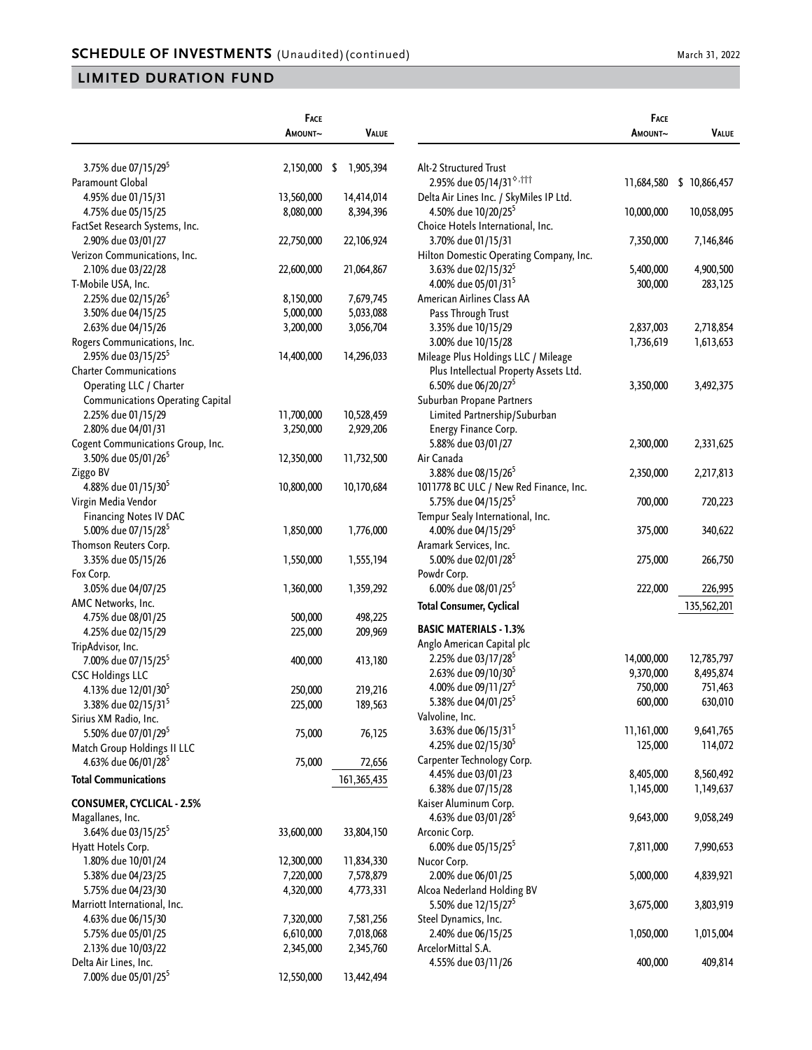## SCHEDULE OF INVESTMENTS (Unaudited) (continued)

March 31, 2022

## LIMITED DURATION FUND

| | Face Amount~ | Value |
|---|---|---|
| 3.75% due 07/15/29[5] | 2,150,000 | $ 1,905,394 |
| Paramount Global | | |
| 4.95% due 01/15/31 | 13,560,000 | 14,414,014 |
| 4.75% due 05/15/25 | 8,080,000 | 8,394,396 |
| FactSet Research Systems, Inc. | | |
| 2.90% due 03/01/27 | 22,750,000 | 22,106,924 |
| Verizon Communications, Inc. | | |
| 2.10% due 03/22/28 | 22,600,000 | 21,064,867 |
| T-Mobile USA, Inc. | | |
| 2.25% due 02/15/26[5] | 8,150,000 | 7,679,745 |
| 3.50% due 04/15/25 | 5,000,000 | 5,033,088 |
| 2.63% due 04/15/26 | 3,200,000 | 3,056,704 |
| Rogers Communications, Inc. | | |
| 2.95% due 03/15/25[5] | 14,400,000 | 14,296,033 |
| Charter Communications Operating LLC / Charter Communications Operating Capital | | |
| 2.25% due 01/15/29 | 11,700,000 | 10,528,459 |
| 2.80% due 04/01/31 | 3,250,000 | 2,929,206 |
| Cogent Communications Group, Inc. | | |
| 3.50% due 05/01/26[5] | 12,350,000 | 11,732,500 |
| Ziggo BV | | |
| 4.88% due 01/15/30[5] | 10,800,000 | 10,170,684 |
| Virgin Media Vendor Financing Notes IV DAC | | |
| 5.00% due 07/15/28[5] | 1,850,000 | 1,776,000 |
| Thomson Reuters Corp. | | |
| 3.35% due 05/15/26 | 1,550,000 | 1,555,194 |
| Fox Corp. | | |
| 3.05% due 04/07/25 | 1,360,000 | 1,359,292 |
| AMC Networks, Inc. | | |
| 4.75% due 08/01/25 | 500,000 | 498,225 |
| 4.25% due 02/15/29 | 225,000 | 209,969 |
| TripAdvisor, Inc. | | |
| 7.00% due 07/15/25[5] | 400,000 | 413,180 |
| CSC Holdings LLC | | |
| 4.13% due 12/01/30[5] | 250,000 | 219,216 |
| 3.38% due 02/15/31[5] | 225,000 | 189,563 |
| Sirius XM Radio, Inc. | | |
| 5.50% due 07/01/29[5] | 75,000 | 76,125 |
| Match Group Holdings II LLC | | |
| 4.63% due 06/01/28[5] | 75,000 | 72,656 |
| **Total Communications** | | 161,365,435 |
| **CONSUMER, CYCLICAL - 2.5%** | | |
| Magallanes, Inc. | | |
| 3.64% due 03/15/25[5] | 33,600,000 | 33,804,150 |
| Hyatt Hotels Corp. | | |
| 1.80% due 10/01/24 | 12,300,000 | 11,834,330 |
| 5.38% due 04/23/25 | 7,220,000 | 7,578,879 |
| 5.75% due 04/23/30 | 4,320,000 | 4,773,331 |
| Marriott International, Inc. | | |
| 4.63% due 06/15/30 | 7,320,000 | 7,581,256 |
| 5.75% due 05/01/25 | 6,610,000 | 7,018,068 |
| 2.13% due 10/03/22 | 2,345,000 | 2,345,760 |
| Delta Air Lines, Inc. | | |
| 7.00% due 05/01/25[5] | 12,550,000 | 13,442,494 |
| Alt-2 Structured Trust | | |
| 2.95% due 05/14/31[◊,†††] | 11,684,580 | $ 10,866,457 |
| Delta Air Lines Inc. / SkyMiles IP Ltd. | | |
| 4.50% due 10/20/25[5] | 10,000,000 | 10,058,095 |
| Choice Hotels International, Inc. | | |
| 3.70% due 01/15/31 | 7,350,000 | 7,146,846 |
| Hilton Domestic Operating Company, Inc. | | |
| 3.63% due 02/15/32[5] | 5,400,000 | 4,900,500 |
| 4.00% due 05/01/31[5] | 300,000 | 283,125 |
| American Airlines Class AA Pass Through Trust | | |
| 3.35% due 10/15/29 | 2,837,003 | 2,718,854 |
| 3.00% due 10/15/28 | 1,736,619 | 1,613,653 |
| Mileage Plus Holdings LLC / Mileage Plus Intellectual Property Assets Ltd. | | |
| 6.50% due 06/20/27[5] | 3,350,000 | 3,492,375 |
| Suburban Propane Partners Limited Partnership/Suburban Energy Finance Corp. | | |
| 5.88% due 03/01/27 | 2,300,000 | 2,331,625 |
| Air Canada | | |
| 3.88% due 08/15/26[5] | 2,350,000 | 2,217,813 |
| 1011778 BC ULC / New Red Finance, Inc. | | |
| 5.75% due 04/15/25[5] | 700,000 | 720,223 |
| Tempur Sealy International, Inc. | | |
| 4.00% due 04/15/29[5] | 375,000 | 340,622 |
| Aramark Services, Inc. | | |
| 5.00% due 02/01/28[5] | 275,000 | 266,750 |
| Powdr Corp. | | |
| 6.00% due 08/01/25[5] | 222,000 | 226,995 |
| **Total Consumer, Cyclical** | | 135,562,201 |
| **BASIC MATERIALS - 1.3%** | | |
| Anglo American Capital plc | | |
| 2.25% due 03/17/28[5] | 14,000,000 | 12,785,797 |
| 2.63% due 09/10/30[5] | 9,370,000 | 8,495,874 |
| 4.00% due 09/11/27[5] | 750,000 | 751,463 |
| 5.38% due 04/01/25[5] | 600,000 | 630,010 |
| Valvoline, Inc. | | |
| 3.63% due 06/15/31[5] | 11,161,000 | 9,641,765 |
| 4.25% due 02/15/30[5] | 125,000 | 114,072 |
| Carpenter Technology Corp. | | |
| 4.45% due 03/01/23 | 8,405,000 | 8,560,492 |
| 6.38% due 07/15/28 | 1,145,000 | 1,149,637 |
| Kaiser Aluminum Corp. | | |
| 4.63% due 03/01/28[5] | 9,643,000 | 9,058,249 |
| Arconic Corp. | | |
| 6.00% due 05/15/25[5] | 7,811,000 | 7,990,653 |
| Nucor Corp. | | |
| 2.00% due 06/01/25 | 5,000,000 | 4,839,921 |
| Alcoa Nederland Holding BV | | |
| 5.50% due 12/15/27[5] | 3,675,000 | 3,803,919 |
| Steel Dynamics, Inc. | | |
| 2.40% due 06/15/25 | 1,050,000 | 1,015,004 |
| ArcelorMittal S.A. | | |
| 4.55% due 03/11/26 | 400,000 | 409,814 |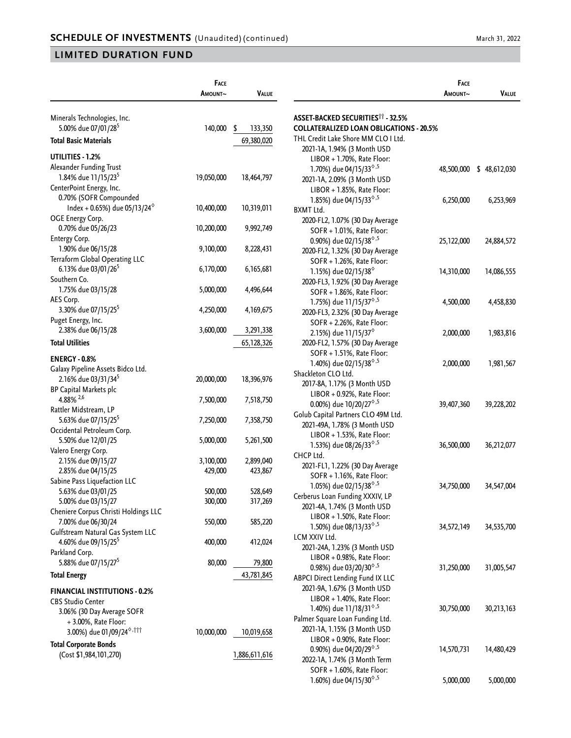## LIMITED DURATION FUND

| | Face Amount~ | Value |
|---|---|---|
| Minerals Technologies, Inc. | | |
| 5.00% due 07/01/28[5] | 140,000 | $ 133,350 |
| **Total Basic Materials** | | 69,380,020 |
| **UTILITIES - 1.2%** | | |
| Alexander Funding Trust | | |
| 1.84% due 11/15/23[5] | 19,050,000 | 18,464,797 |
| CenterPoint Energy, Inc. | | |
| 0.70% (SOFR Compounded Index + 0.65%) due 05/13/24[◊] | 10,400,000 | 10,319,011 |
| OGE Energy Corp. | | |
| 0.70% due 05/26/23 | 10,200,000 | 9,992,749 |
| Entergy Corp. | | |
| 1.90% due 06/15/28 | 9,100,000 | 8,228,431 |
| Terraform Global Operating LLC | | |
| 6.13% due 03/01/26[5] | 6,170,000 | 6,165,681 |
| Southern Co. | | |
| 1.75% due 03/15/28 | 5,000,000 | 4,496,644 |
| AES Corp. | | |
| 3.30% due 07/15/25[5] | 4,250,000 | 4,169,675 |
| Puget Energy, Inc. | | |
| 2.38% due 06/15/28 | 3,600,000 | 3,291,338 |
| **Total Utilities** | | 65,128,326 |
| **ENERGY - 0.8%** | | |
| Galaxy Pipeline Assets Bidco Ltd. | | |
| 2.16% due 03/31/34[5] | 20,000,000 | 18,396,976 |
| BP Capital Markets plc | | |
| 4.88%[2,6] | 7,500,000 | 7,518,750 |
| Rattler Midstream, LP | | |
| 5.63% due 07/15/25[5] | 7,250,000 | 7,358,750 |
| Occidental Petroleum Corp. | | |
| 5.50% due 12/01/25 | 5,000,000 | 5,261,500 |
| Valero Energy Corp. | | |
| 2.15% due 09/15/27 | 3,100,000 | 2,899,040 |
| 2.85% due 04/15/25 | 429,000 | 423,867 |
| Sabine Pass Liquefaction LLC | | |
| 5.63% due 03/01/25 | 500,000 | 528,649 |
| 5.00% due 03/15/27 | 300,000 | 317,269 |
| Cheniere Corpus Christi Holdings LLC | | |
| 7.00% due 06/30/24 | 550,000 | 585,220 |
| Gulfstream Natural Gas System LLC | | |
| 4.60% due 09/15/25[5] | 400,000 | 412,024 |
| Parkland Corp. | | |
| 5.88% due 07/15/27[5] | 80,000 | 79,800 |
| **Total Energy** | | 43,781,845 |
| **FINANCIAL INSTITUTIONS - 0.2%** | | |
| CBS Studio Center | | |
| 3.06% (30 Day Average SOFR + 3.00%, Rate Floor: 3.00%) due 01/09/24[◊,†††] | 10,000,000 | 10,019,658 |
| **Total Corporate Bonds** | | |
| (Cost $1,984,101,270) | | 1,886,611,616 |

| | Face Amount~ | Value |
|---|---|---|
| **ASSET-BACKED SECURITIES[††] - 32.5%** | | |
| **COLLATERALIZED LOAN OBLIGATIONS - 20.5%** | | |
| THL Credit Lake Shore MM CLO I Ltd. | | |
| 2021-1A, 1.94% (3 Month USD LIBOR + 1.70%, Rate Floor: 1.70%) due 04/15/33[◊,5] | 48,500,000 | $ 48,612,030 |
| 2021-1A, 2.09% (3 Month USD LIBOR + 1.85%, Rate Floor: 1.85%) due 04/15/33[◊,5] | 6,250,000 | 6,253,969 |
| BXMT Ltd. | | |
| 2020-FL2, 1.07% (30 Day Average SOFR + 1.01%, Rate Floor: 0.90%) due 02/15/38[◊,5] | 25,122,000 | 24,884,572 |
| 2020-FL2, 1.32% (30 Day Average SOFR + 1.26%, Rate Floor: 1.15%) due 02/15/38[◊] | 14,310,000 | 14,086,555 |
| 2020-FL3, 1.92% (30 Day Average SOFR + 1.86%, Rate Floor: 1.75%) due 11/15/37[◊,5] | 4,500,000 | 4,458,830 |
| 2020-FL3, 2.32% (30 Day Average SOFR + 2.26%, Rate Floor: 2.15%) due 11/15/37[◊] | 2,000,000 | 1,983,816 |
| 2020-FL2, 1.57% (30 Day Average SOFR + 1.51%, Rate Floor: 1.40%) due 02/15/38[◊,5] | 2,000,000 | 1,981,567 |
| Shackleton CLO Ltd. | | |
| 2017-8A, 1.17% (3 Month USD LIBOR + 0.92%, Rate Floor: 0.00%) due 10/20/27[◊,5] | 39,407,360 | 39,228,202 |
| Golub Capital Partners CLO 49M Ltd. | | |
| 2021-49A, 1.78% (3 Month USD LIBOR + 1.53%, Rate Floor: 1.53%) due 08/26/33[◊,5] | 36,500,000 | 36,212,077 |
| CHCP Ltd. | | |
| 2021-FL1, 1.22% (30 Day Average SOFR + 1.16%, Rate Floor: 1.05%) due 02/15/38[◊,5] | 34,750,000 | 34,547,004 |
| Cerberus Loan Funding XXXIV, LP | | |
| 2021-4A, 1.74% (3 Month USD LIBOR + 1.50%, Rate Floor: 1.50%) due 08/13/33[◊,5] | 34,572,149 | 34,535,700 |
| LCM XXIV Ltd. | | |
| 2021-24A, 1.23% (3 Month USD LIBOR + 0.98%, Rate Floor: 0.98%) due 03/20/30[◊,5] | 31,250,000 | 31,005,547 |
| ABPCI Direct Lending Fund IX LLC | | |
| 2021-9A, 1.67% (3 Month USD LIBOR + 1.40%, Rate Floor: 1.40%) due 11/18/31[◊,5] | 30,750,000 | 30,213,163 |
| Palmer Square Loan Funding Ltd. | | |
| 2021-1A, 1.15% (3 Month USD LIBOR + 0.90%, Rate Floor: 0.90%) due 04/20/29[◊,5] | 14,570,731 | 14,480,429 |
| 2022-1A, 1.74% (3 Month Term SOFR + 1.60%, Rate Floor: 1.60%) due 04/15/30[◊,5] | 5,000,000 | 5,000,000 |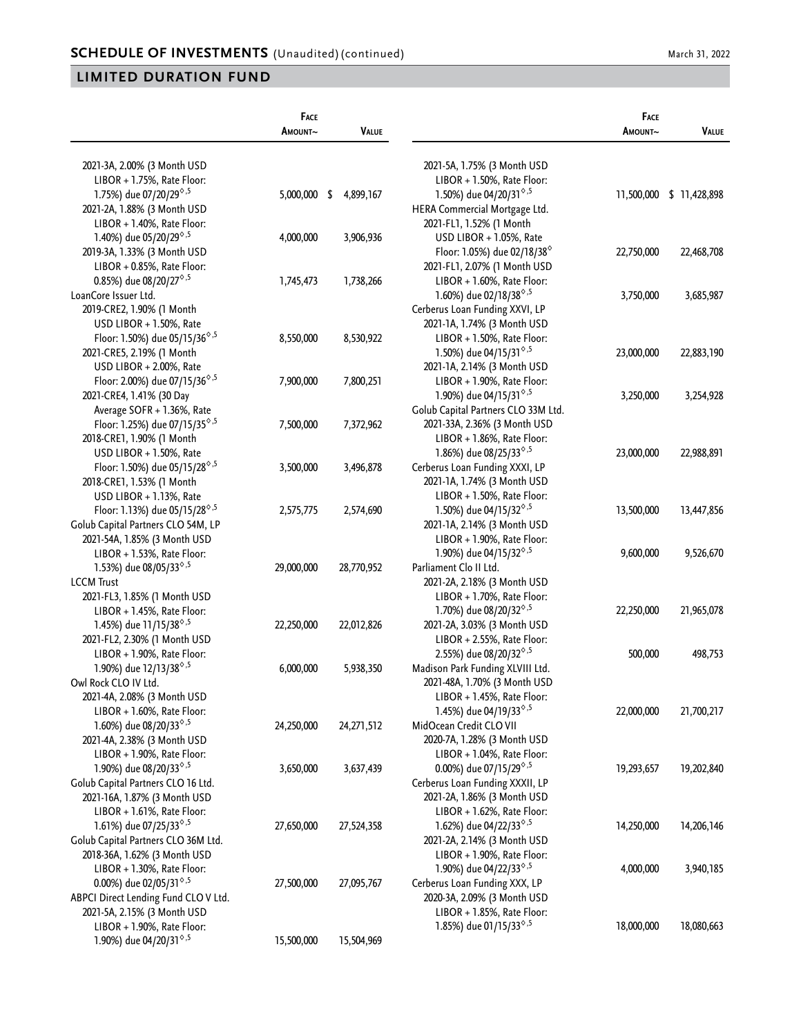## SCHEDULE OF INVESTMENTS (Unaudited) (continued)

## LIMITED DURATION FUND

| | Face Amount~ | Value |
|---|---|---|
| 2021-3A, 2.00% (3 Month USD LIBOR + 1.75%, Rate Floor: 1.75%) due 07/20/29◊,5 | 5,000,000 | $ 4,899,167 |
| 2021-2A, 1.88% (3 Month USD LIBOR + 1.40%, Rate Floor: 1.40%) due 05/20/29◊,5 | 4,000,000 | 3,906,936 |
| 2019-3A, 1.33% (3 Month USD LIBOR + 0.85%, Rate Floor: 0.85%) due 08/20/27◊,5 | 1,745,473 | 1,738,266 |
| LoanCore Issuer Ltd. | | |
| 2019-CRE2, 1.90% (1 Month USD LIBOR + 1.50%, Rate Floor: 1.50%) due 05/15/36◊,5 | 8,550,000 | 8,530,922 |
| 2021-CRE5, 2.19% (1 Month USD LIBOR + 2.00%, Rate Floor: 2.00%) due 07/15/36◊,5 | 7,900,000 | 7,800,251 |
| 2021-CRE4, 1.41% (30 Day Average SOFR + 1.36%, Rate Floor: 1.25%) due 07/15/35◊,5 | 7,500,000 | 7,372,962 |
| 2018-CRE1, 1.90% (1 Month USD LIBOR + 1.50%, Rate Floor: 1.50%) due 05/15/28◊,5 | 3,500,000 | 3,496,878 |
| 2018-CRE1, 1.53% (1 Month USD LIBOR + 1.13%, Rate Floor: 1.13%) due 05/15/28◊,5 | 2,575,775 | 2,574,690 |
| Golub Capital Partners CLO 54M, LP | | |
| 2021-54A, 1.85% (3 Month USD LIBOR + 1.53%, Rate Floor: 1.53%) due 08/05/33◊,5 | 29,000,000 | 28,770,952 |
| LCCM Trust | | |
| 2021-FL3, 1.85% (1 Month USD LIBOR + 1.45%, Rate Floor: 1.45%) due 11/15/38◊,5 | 22,250,000 | 22,012,826 |
| 2021-FL2, 2.30% (1 Month USD LIBOR + 1.90%, Rate Floor: 1.90%) due 12/13/38◊,5 | 6,000,000 | 5,938,350 |
| Owl Rock CLO IV Ltd. | | |
| 2021-4A, 2.08% (3 Month USD LIBOR + 1.60%, Rate Floor: 1.60%) due 08/20/33◊,5 | 24,250,000 | 24,271,512 |
| 2021-4A, 2.38% (3 Month USD LIBOR + 1.90%, Rate Floor: 1.90%) due 08/20/33◊,5 | 3,650,000 | 3,637,439 |
| Golub Capital Partners CLO 16 Ltd. | | |
| 2021-16A, 1.87% (3 Month USD LIBOR + 1.61%, Rate Floor: 1.61%) due 07/25/33◊,5 | 27,650,000 | 27,524,358 |
| Golub Capital Partners CLO 36M Ltd. | | |
| 2018-36A, 1.62% (3 Month USD LIBOR + 1.30%, Rate Floor: 0.00%) due 02/05/31◊,5 | 27,500,000 | 27,095,767 |
| ABPCI Direct Lending Fund CLO V Ltd. | | |
| 2021-5A, 2.15% (3 Month USD LIBOR + 1.90%, Rate Floor: 1.90%) due 04/20/31◊,5 | 15,500,000 | 15,504,969 |
| 2021-5A, 1.75% (3 Month USD LIBOR + 1.50%, Rate Floor: 1.50%) due 04/20/31◊,5 | 11,500,000 | $ 11,428,898 |
| HERA Commercial Mortgage Ltd. | | |
| 2021-FL1, 1.52% (1 Month USD LIBOR + 1.05%, Rate Floor: 1.05%) due 02/18/38◊ | 22,750,000 | 22,468,708 |
| 2021-FL1, 2.07% (1 Month USD LIBOR + 1.60%, Rate Floor: 1.60%) due 02/18/38◊,5 | 3,750,000 | 3,685,987 |
| Cerberus Loan Funding XXVI, LP | | |
| 2021-1A, 1.74% (3 Month USD LIBOR + 1.50%, Rate Floor: 1.50%) due 04/15/31◊,5 | 23,000,000 | 22,883,190 |
| 2021-1A, 2.14% (3 Month USD LIBOR + 1.90%, Rate Floor: 1.90%) due 04/15/31◊,5 | 3,250,000 | 3,254,928 |
| Golub Capital Partners CLO 33M Ltd. | | |
| 2021-33A, 2.36% (3 Month USD LIBOR + 1.86%, Rate Floor: 1.86%) due 08/25/33◊,5 | 23,000,000 | 22,988,891 |
| Cerberus Loan Funding XXXI, LP | | |
| 2021-1A, 1.74% (3 Month USD LIBOR + 1.50%, Rate Floor: 1.50%) due 04/15/32◊,5 | 13,500,000 | 13,447,856 |
| 2021-1A, 2.14% (3 Month USD LIBOR + 1.90%, Rate Floor: 1.90%) due 04/15/32◊,5 | 9,600,000 | 9,526,670 |
| Parliament Clo II Ltd. | | |
| 2021-2A, 2.18% (3 Month USD LIBOR + 1.70%, Rate Floor: 1.70%) due 08/20/32◊,5 | 22,250,000 | 21,965,078 |
| 2021-2A, 3.03% (3 Month USD LIBOR + 2.55%, Rate Floor: 2.55%) due 08/20/32◊,5 | 500,000 | 498,753 |
| Madison Park Funding XLVIII Ltd. | | |
| 2021-48A, 1.70% (3 Month USD LIBOR + 1.45%, Rate Floor: 1.45%) due 04/19/33◊,5 | 22,000,000 | 21,700,217 |
| MidOcean Credit CLO VII | | |
| 2020-7A, 1.28% (3 Month USD LIBOR + 1.04%, Rate Floor: 0.00%) due 07/15/29◊,5 | 19,293,657 | 19,202,840 |
| Cerberus Loan Funding XXXII, LP | | |
| 2021-2A, 1.86% (3 Month USD LIBOR + 1.62%, Rate Floor: 1.62%) due 04/22/33◊,5 | 14,250,000 | 14,206,146 |
| 2021-2A, 2.14% (3 Month USD LIBOR + 1.90%, Rate Floor: 1.90%) due 04/22/33◊,5 | 4,000,000 | 3,940,185 |
| Cerberus Loan Funding XXX, LP | | |
| 2020-3A, 2.09% (3 Month USD LIBOR + 1.85%, Rate Floor: 1.85%) due 01/15/33◊,5 | 18,000,000 | 18,080,663 |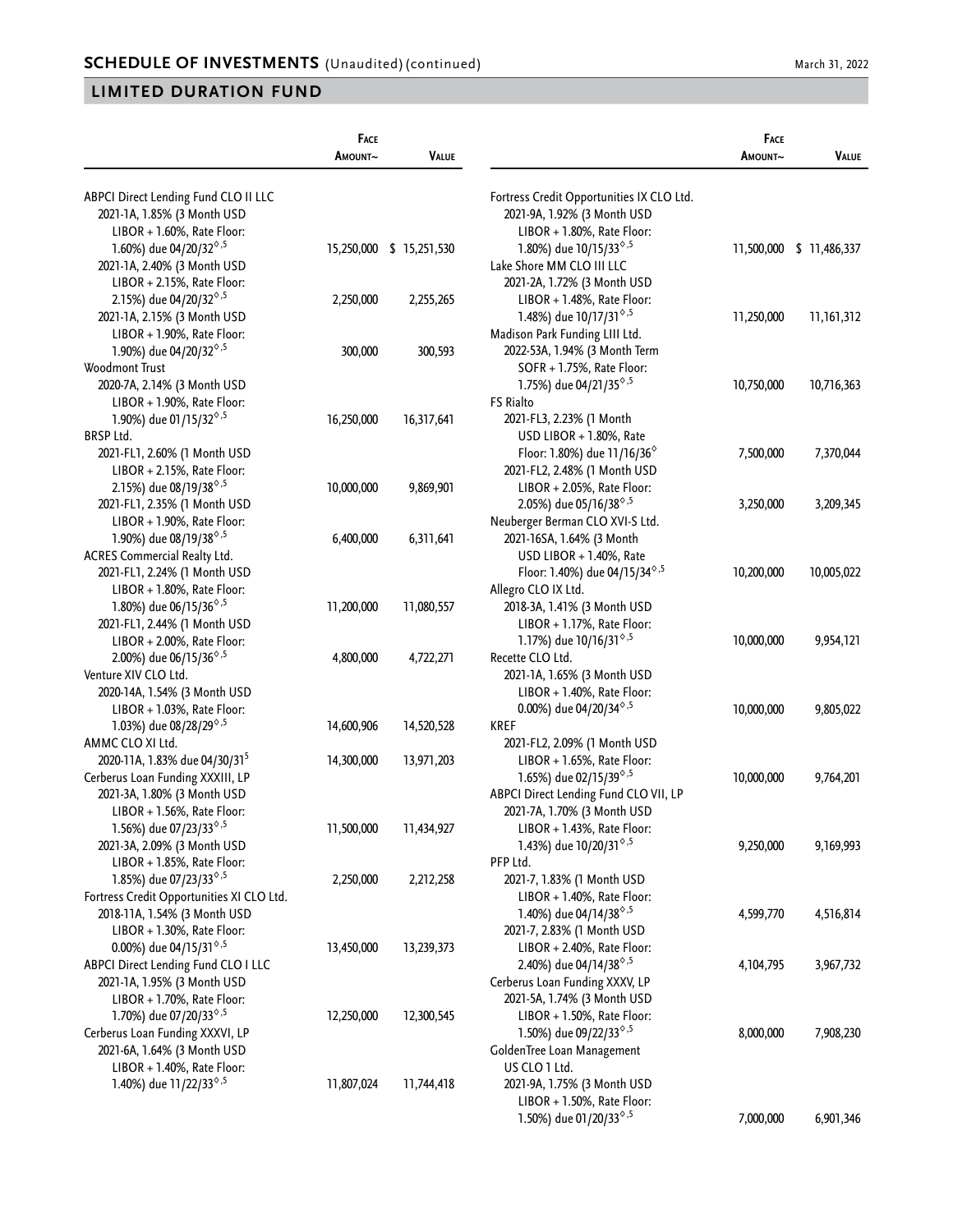## SCHEDULE OF INVESTMENTS (Unaudited) (continued)

March 31, 2022

## LIMITED DURATION FUND

| | Face Amount~ | Value |
|---|---|---|
| ABPCI Direct Lending Fund CLO II LLC | | |
| 2021-1A, 1.85% (3 Month USD LIBOR + 1.60%, Rate Floor: 1.60%) due 04/20/32◊,5 | 15,250,000 | $ 15,251,530 |
| 2021-1A, 2.40% (3 Month USD LIBOR + 2.15%, Rate Floor: 2.15%) due 04/20/32◊,5 | 2,250,000 | 2,255,265 |
| 2021-1A, 2.15% (3 Month USD LIBOR + 1.90%, Rate Floor: 1.90%) due 04/20/32◊,5 | 300,000 | 300,593 |
| Woodmont Trust | | |
| 2020-7A, 2.14% (3 Month USD LIBOR + 1.90%, Rate Floor: 1.90%) due 01/15/32◊,5 | 16,250,000 | 16,317,641 |
| BRSP Ltd. | | |
| 2021-FL1, 2.60% (1 Month USD LIBOR + 2.15%, Rate Floor: 2.15%) due 08/19/38◊,5 | 10,000,000 | 9,869,901 |
| 2021-FL1, 2.35% (1 Month USD LIBOR + 1.90%, Rate Floor: 1.90%) due 08/19/38◊,5 | 6,400,000 | 6,311,641 |
| ACRES Commercial Realty Ltd. | | |
| 2021-FL1, 2.24% (1 Month USD LIBOR + 1.80%, Rate Floor: 1.80%) due 06/15/36◊,5 | 11,200,000 | 11,080,557 |
| 2021-FL1, 2.44% (1 Month USD LIBOR + 2.00%, Rate Floor: 2.00%) due 06/15/36◊,5 | 4,800,000 | 4,722,271 |
| Venture XIV CLO Ltd. | | |
| 2020-14A, 1.54% (3 Month USD LIBOR + 1.03%, Rate Floor: 1.03%) due 08/28/29◊,5 | 14,600,906 | 14,520,528 |
| AMMC CLO XI Ltd. | | |
| 2020-11A, 1.83% due 04/30/31[5] | 14,300,000 | 13,971,203 |
| Cerberus Loan Funding XXXIII, LP | | |
| 2021-3A, 1.80% (3 Month USD LIBOR + 1.56%, Rate Floor: 1.56%) due 07/23/33◊,5 | 11,500,000 | 11,434,927 |
| 2021-3A, 2.09% (3 Month USD LIBOR + 1.85%, Rate Floor: 1.85%) due 07/23/33◊,5 | 2,250,000 | 2,212,258 |
| Fortress Credit Opportunities XI CLO Ltd. | | |
| 2018-11A, 1.54% (3 Month USD LIBOR + 1.30%, Rate Floor: 0.00%) due 04/15/31◊,5 | 13,450,000 | 13,239,373 |
| ABPCI Direct Lending Fund CLO I LLC | | |
| 2021-1A, 1.95% (3 Month USD LIBOR + 1.70%, Rate Floor: 1.70%) due 07/20/33◊,5 | 12,250,000 | 12,300,545 |
| Cerberus Loan Funding XXXVI, LP | | |
| 2021-6A, 1.64% (3 Month USD LIBOR + 1.40%, Rate Floor: 1.40%) due 11/22/33◊,5 | 11,807,024 | 11,744,418 |
| Fortress Credit Opportunities IX CLO Ltd. | | |
| 2021-9A, 1.92% (3 Month USD LIBOR + 1.80%, Rate Floor: 1.80%) due 10/15/33◊,5 | 11,500,000 | $ 11,486,337 |
| Lake Shore MM CLO III LLC | | |
| 2021-2A, 1.72% (3 Month USD LIBOR + 1.48%, Rate Floor: 1.48%) due 10/17/31◊,5 | 11,250,000 | 11,161,312 |
| Madison Park Funding LIII Ltd. | | |
| 2022-53A, 1.94% (3 Month Term SOFR + 1.75%, Rate Floor: 1.75%) due 04/21/35◊,5 | 10,750,000 | 10,716,363 |
| FS Rialto | | |
| 2021-FL3, 2.23% (1 Month USD LIBOR + 1.80%, Rate Floor: 1.80%) due 11/16/36◊ | 7,500,000 | 7,370,044 |
| 2021-FL2, 2.48% (1 Month USD LIBOR + 2.05%, Rate Floor: 2.05%) due 05/16/38◊,5 | 3,250,000 | 3,209,345 |
| Neuberger Berman CLO XVI-S Ltd. | | |
| 2021-16SA, 1.64% (3 Month USD LIBOR + 1.40%, Rate Floor: 1.40%) due 04/15/34◊,5 | 10,200,000 | 10,005,022 |
| Allegro CLO IX Ltd. | | |
| 2018-3A, 1.41% (3 Month USD LIBOR + 1.17%, Rate Floor: 1.17%) due 10/16/31◊,5 | 10,000,000 | 9,954,121 |
| Recette CLO Ltd. | | |
| 2021-1A, 1.65% (3 Month USD LIBOR + 1.40%, Rate Floor: 0.00%) due 04/20/34◊,5 | 10,000,000 | 9,805,022 |
| KREF | | |
| 2021-FL2, 2.09% (1 Month USD LIBOR + 1.65%, Rate Floor: 1.65%) due 02/15/39◊,5 | 10,000,000 | 9,764,201 |
| ABPCI Direct Lending Fund CLO VII, LP | | |
| 2021-7A, 1.70% (3 Month USD LIBOR + 1.43%, Rate Floor: 1.43%) due 10/20/31◊,5 | 9,250,000 | 9,169,993 |
| PFP Ltd. | | |
| 2021-7, 1.83% (1 Month USD LIBOR + 1.40%, Rate Floor: 1.40%) due 04/14/38◊,5 | 4,599,770 | 4,516,814 |
| 2021-7, 2.83% (1 Month USD LIBOR + 2.40%, Rate Floor: 2.40%) due 04/14/38◊,5 | 4,104,795 | 3,967,732 |
| Cerberus Loan Funding XXXV, LP | | |
| 2021-5A, 1.74% (3 Month USD LIBOR + 1.50%, Rate Floor: 1.50%) due 09/22/33◊,5 | 8,000,000 | 7,908,230 |
| GoldenTree Loan Management US CLO 1 Ltd. | | |
| 2021-9A, 1.75% (3 Month USD LIBOR + 1.50%, Rate Floor: 1.50%) due 01/20/33◊,5 | 7,000,000 | 6,901,346 |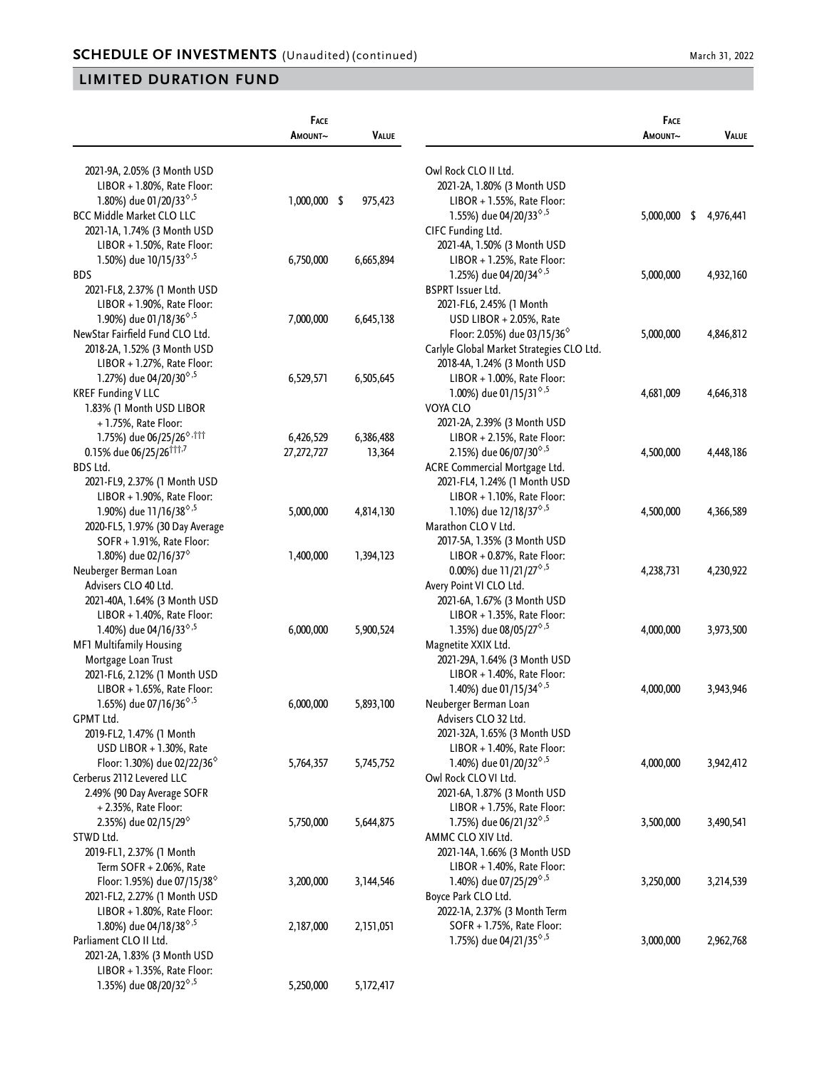## SCHEDULE OF INVESTMENTS (Unaudited) (continued)

March 31, 2022

## LIMITED DURATION FUND

| | Face Amount~ | Value |
|---|---|---|
| 2021-9A, 2.05% (3 Month USD LIBOR + 1.80%, Rate Floor: 1.80%) due 01/20/33◊,5 | 1,000,000 | $ 975,423 |
| BCC Middle Market CLO LLC | | |
| 2021-1A, 1.74% (3 Month USD LIBOR + 1.50%, Rate Floor: 1.50%) due 10/15/33◊,5 | 6,750,000 | 6,665,894 |
| BDS | | |
| 2021-FL8, 2.37% (1 Month USD LIBOR + 1.90%, Rate Floor: 1.90%) due 01/18/36◊,5 | 7,000,000 | 6,645,138 |
| NewStar Fairfield Fund CLO Ltd. | | |
| 2018-2A, 1.52% (3 Month USD LIBOR + 1.27%, Rate Floor: 1.27%) due 04/20/30◊,5 | 6,529,571 | 6,505,645 |
| KREF Funding V LLC | | |
| 1.83% (1 Month USD LIBOR + 1.75%, Rate Floor: 1.75%) due 06/25/26◊,††† | 6,426,529 | 6,386,488 |
| 0.15% due 06/25/26†††,7 | 27,272,727 | 13,364 |
| BDS Ltd. | | |
| 2021-FL9, 2.37% (1 Month USD LIBOR + 1.90%, Rate Floor: 1.90%) due 11/16/38◊,5 | 5,000,000 | 4,814,130 |
| 2020-FL5, 1.97% (30 Day Average SOFR + 1.91%, Rate Floor: 1.80%) due 02/16/37◊ | 1,400,000 | 1,394,123 |
| Neuberger Berman Loan Advisers CLO 40 Ltd. | | |
| 2021-40A, 1.64% (3 Month USD LIBOR + 1.40%, Rate Floor: 1.40%) due 04/16/33◊,5 | 6,000,000 | 5,900,524 |
| MF1 Multifamily Housing Mortgage Loan Trust | | |
| 2021-FL6, 2.12% (1 Month USD LIBOR + 1.65%, Rate Floor: 1.65%) due 07/16/36◊,5 | 6,000,000 | 5,893,100 |
| GPMT Ltd. | | |
| 2019-FL2, 1.47% (1 Month USD LIBOR + 1.30%, Rate Floor: 1.30%) due 02/22/36◊ | 5,764,357 | 5,745,752 |
| Cerberus 2112 Levered LLC | | |
| 2.49% (90 Day Average SOFR + 2.35%, Rate Floor: 2.35%) due 02/15/29◊ | 5,750,000 | 5,644,875 |
| STWD Ltd. | | |
| 2019-FL1, 2.37% (1 Month Term SOFR + 2.06%, Rate Floor: 1.95%) due 07/15/38◊ | 3,200,000 | 3,144,546 |
| 2021-FL2, 2.27% (1 Month USD LIBOR + 1.80%, Rate Floor: 1.80%) due 04/18/38◊,5 | 2,187,000 | 2,151,051 |
| Parliament CLO II Ltd. | | |
| 2021-2A, 1.83% (3 Month USD LIBOR + 1.35%, Rate Floor: 1.35%) due 08/20/32◊,5 | 5,250,000 | 5,172,417 |
| Owl Rock CLO II Ltd. | | |
| 2021-2A, 1.80% (3 Month USD LIBOR + 1.55%, Rate Floor: 1.55%) due 04/20/33◊,5 | 5,000,000 | $ 4,976,441 |
| CIFC Funding Ltd. | | |
| 2021-4A, 1.50% (3 Month USD LIBOR + 1.25%, Rate Floor: 1.25%) due 04/20/34◊,5 | 5,000,000 | 4,932,160 |
| BSPRT Issuer Ltd. | | |
| 2021-FL6, 2.45% (1 Month USD LIBOR + 2.05%, Rate Floor: 2.05%) due 03/15/36◊ | 5,000,000 | 4,846,812 |
| Carlyle Global Market Strategies CLO Ltd. | | |
| 2018-4A, 1.24% (3 Month USD LIBOR + 1.00%, Rate Floor: 1.00%) due 01/15/31◊,5 | 4,681,009 | 4,646,318 |
| VOYA CLO | | |
| 2021-2A, 2.39% (3 Month USD LIBOR + 2.15%, Rate Floor: 2.15%) due 06/07/30◊,5 | 4,500,000 | 4,448,186 |
| ACRE Commercial Mortgage Ltd. | | |
| 2021-FL4, 1.24% (1 Month USD LIBOR + 1.10%, Rate Floor: 1.10%) due 12/18/37◊,5 | 4,500,000 | 4,366,589 |
| Marathon CLO V Ltd. | | |
| 2017-5A, 1.35% (3 Month USD LIBOR + 0.87%, Rate Floor: 0.00%) due 11/21/27◊,5 | 4,238,731 | 4,230,922 |
| Avery Point VI CLO Ltd. | | |
| 2021-6A, 1.67% (3 Month USD LIBOR + 1.35%, Rate Floor: 1.35%) due 08/05/27◊,5 | 4,000,000 | 3,973,500 |
| Magnetite XXIX Ltd. | | |
| 2021-29A, 1.64% (3 Month USD LIBOR + 1.40%, Rate Floor: 1.40%) due 01/15/34◊,5 | 4,000,000 | 3,943,946 |
| Neuberger Berman Loan Advisers CLO 32 Ltd. | | |
| 2021-32A, 1.65% (3 Month USD LIBOR + 1.40%, Rate Floor: 1.40%) due 01/20/32◊,5 | 4,000,000 | 3,942,412 |
| Owl Rock CLO VI Ltd. | | |
| 2021-6A, 1.87% (3 Month USD LIBOR + 1.75%, Rate Floor: 1.75%) due 06/21/32◊,5 | 3,500,000 | 3,490,541 |
| AMMC CLO XIV Ltd. | | |
| 2021-14A, 1.66% (3 Month USD LIBOR + 1.40%, Rate Floor: 1.40%) due 07/25/29◊,5 | 3,250,000 | 3,214,539 |
| Boyce Park CLO Ltd. | | |
| 2022-1A, 2.37% (3 Month Term SOFR + 1.75%, Rate Floor: 1.75%) due 04/21/35◊,5 | 3,000,000 | 2,962,768 |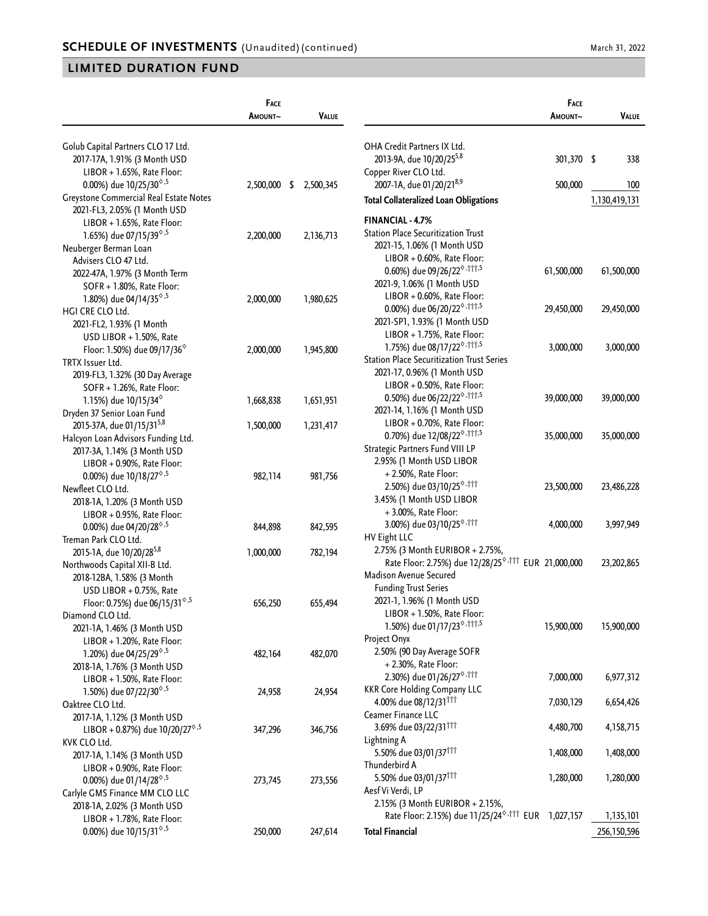## SCHEDULE OF INVESTMENTS (Unaudited) (continued)

March 31, 2022

## LIMITED DURATION FUND

| | Face Amount~ | Value |
|---|---|---|
| Golub Capital Partners CLO 17 Ltd. | | |
| 2017-17A, 1.91% (3 Month USD LIBOR + 1.65%, Rate Floor: 0.00%) due 10/25/30◊,5 | 2,500,000 | $ 2,500,345 |
| Greystone Commercial Real Estate Notes | | |
| 2021-FL3, 2.05% (1 Month USD LIBOR + 1.65%, Rate Floor: 1.65%) due 07/15/39◊,5 | 2,200,000 | 2,136,713 |
| Neuberger Berman Loan Advisers CLO 47 Ltd. | | |
| 2022-47A, 1.97% (3 Month Term SOFR + 1.80%, Rate Floor: 1.80%) due 04/14/35◊,5 | 2,000,000 | 1,980,625 |
| HGI CRE CLO Ltd. | | |
| 2021-FL2, 1.93% (1 Month USD LIBOR + 1.50%, Rate Floor: 1.50%) due 09/17/36◊ | 2,000,000 | 1,945,800 |
| TRTX Issuer Ltd. | | |
| 2019-FL3, 1.32% (30 Day Average SOFR + 1.26%, Rate Floor: 1.15%) due 10/15/34◊ | 1,668,838 | 1,651,951 |
| Dryden 37 Senior Loan Fund | | |
| 2015-37A, due 01/15/31[5,8] | 1,500,000 | 1,231,417 |
| Halcyon Loan Advisors Funding Ltd. | | |
| 2017-3A, 1.14% (3 Month USD LIBOR + 0.90%, Rate Floor: 0.00%) due 10/18/27◊,5 | 982,114 | 981,756 |
| Newfleet CLO Ltd. | | |
| 2018-1A, 1.20% (3 Month USD LIBOR + 0.95%, Rate Floor: 0.00%) due 04/20/28◊,5 | 844,898 | 842,595 |
| Treman Park CLO Ltd. | | |
| 2015-1A, due 10/20/28[5,8] | 1,000,000 | 782,194 |
| Northwoods Capital XII-B Ltd. | | |
| 2018-12BA, 1.58% (3 Month USD LIBOR + 0.75%, Rate Floor: 0.75%) due 06/15/31◊,5 | 656,250 | 655,494 |
| Diamond CLO Ltd. | | |
| 2021-1A, 1.46% (3 Month USD LIBOR + 1.20%, Rate Floor: 1.20%) due 04/25/29◊,5 | 482,164 | 482,070 |
| 2018-1A, 1.76% (3 Month USD LIBOR + 1.50%, Rate Floor: 1.50%) due 07/22/30◊,5 | 24,958 | 24,954 |
| Oaktree CLO Ltd. | | |
| 2017-1A, 1.12% (3 Month USD LIBOR + 0.87%) due 10/20/27◊,5 | 347,296 | 346,756 |
| KVK CLO Ltd. | | |
| 2017-1A, 1.14% (3 Month USD LIBOR + 0.90%, Rate Floor: 0.00%) due 01/14/28◊,5 | 273,745 | 273,556 |
| Carlyle GMS Finance MM CLO LLC | | |
| 2018-1A, 2.02% (3 Month USD LIBOR + 1.78%, Rate Floor: 0.00%) due 10/15/31◊,5 | 250,000 | 247,614 |
| OHA Credit Partners IX Ltd. | | |
| 2013-9A, due 10/20/25[5,8] | 301,370 | $ 338 |
| Copper River CLO Ltd. | | |
| 2007-1A, due 01/20/21[8,9] | 500,000 | 100 |
| **Total Collateralized Loan Obligations** | | 1,130,419,131 |
| **FINANCIAL - 4.7%** | | |
| Station Place Securitization Trust | | |
| 2021-15, 1.06% (1 Month USD LIBOR + 0.60%, Rate Floor: 0.60%) due 09/26/22◊,†††,5 | 61,500,000 | 61,500,000 |
| 2021-9, 1.06% (1 Month USD LIBOR + 0.60%, Rate Floor: 0.00%) due 06/20/22◊,†††,5 | 29,450,000 | 29,450,000 |
| 2021-SP1, 1.93% (1 Month USD LIBOR + 1.75%, Rate Floor: 1.75%) due 08/17/22◊,†††,5 | 3,000,000 | 3,000,000 |
| Station Place Securitization Trust Series | | |
| 2021-17, 0.96% (1 Month USD LIBOR + 0.50%, Rate Floor: 0.50%) due 06/22/22◊,†††,5 | 39,000,000 | 39,000,000 |
| 2021-14, 1.16% (1 Month USD LIBOR + 0.70%, Rate Floor: 0.70%) due 12/08/22◊,†††,5 | 35,000,000 | 35,000,000 |
| Strategic Partners Fund VIII LP | | |
| 2.95% (1 Month USD LIBOR + 2.50%, Rate Floor: 2.50%) due 03/10/25◊,††† | 23,500,000 | 23,486,228 |
| 3.45% (1 Month USD LIBOR + 3.00%, Rate Floor: 3.00%) due 03/10/25◊,††† | 4,000,000 | 3,997,949 |
| HV Eight LLC | | |
| 2.75% (3 Month EURIBOR + 2.75%, Rate Floor: 2.75%) due 12/28/25◊,††† | EUR 21,000,000 | 23,202,865 |
| Madison Avenue Secured Funding Trust Series | | |
| 2021-1, 1.96% (1 Month USD LIBOR + 1.50%, Rate Floor: 1.50%) due 01/17/23◊,†††,5 | 15,900,000 | 15,900,000 |
| Project Onyx | | |
| 2.50% (90 Day Average SOFR + 2.30%, Rate Floor: 2.30%) due 01/26/27◊,††† | 7,000,000 | 6,977,312 |
| KKR Core Holding Company LLC | | |
| 4.00% due 08/12/31††† | 7,030,129 | 6,654,426 |
| Ceamer Finance LLC | | |
| 3.69% due 03/22/31††† | 4,480,700 | 4,158,715 |
| Lightning A | | |
| 5.50% due 03/01/37††† | 1,408,000 | 1,408,000 |
| Thunderbird A | | |
| 5.50% due 03/01/37††† | 1,280,000 | 1,280,000 |
| Aesf Vi Verdi, LP | | |
| 2.15% (3 Month EURIBOR + 2.15%, Rate Floor: 2.15%) due 11/25/24◊,††† | EUR 1,027,157 | 1,135,101 |
| **Total Financial** | | 256,150,596 |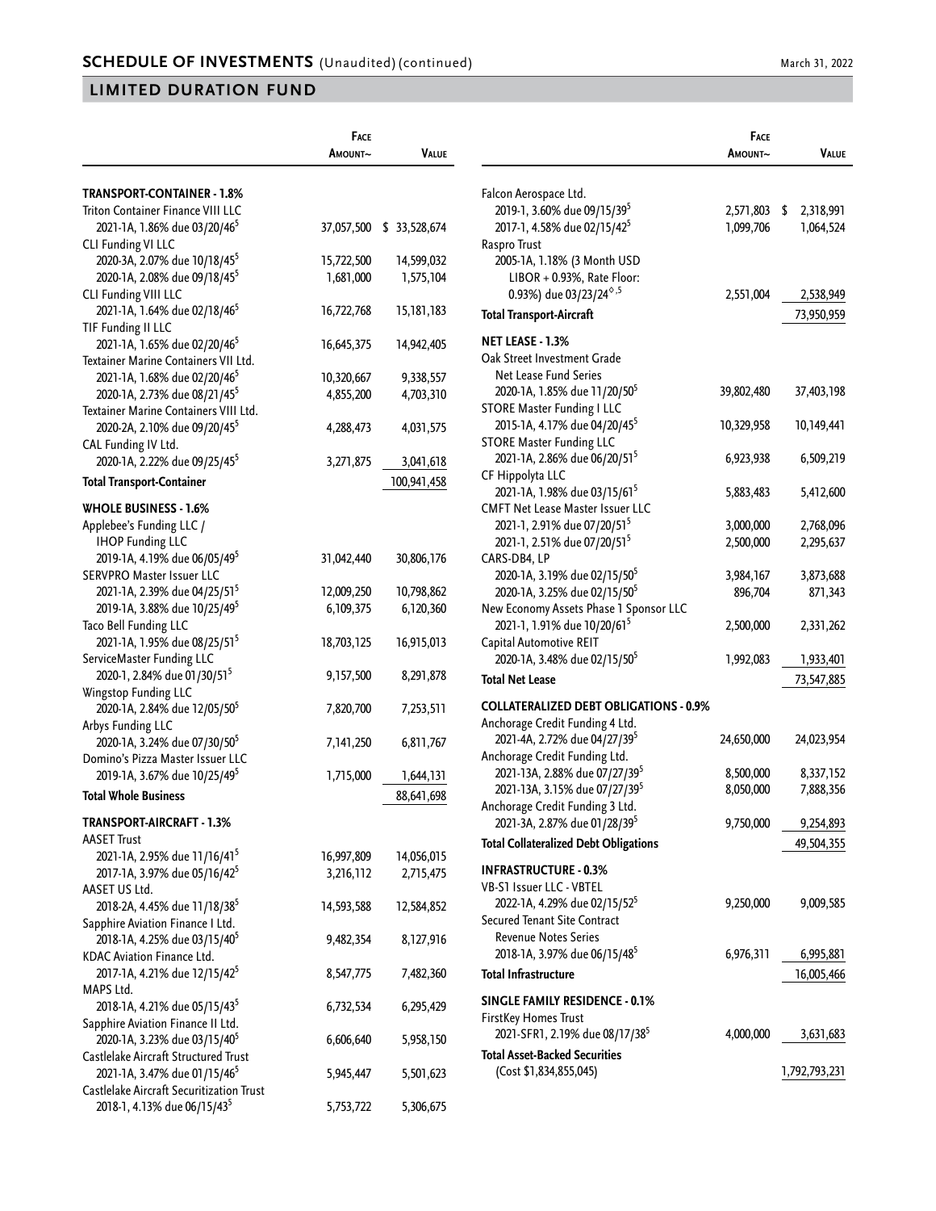## SCHEDULE OF INVESTMENTS (Unaudited) (continued)

## LIMITED DURATION FUND

| | Face Amount~ | Value |
|---|---|---|
| **TRANSPORT-CONTAINER - 1.8%** | | |
| Triton Container Finance VIII LLC | | |
| 2021-1A, 1.86% due 03/20/46[5] | 37,057,500 | $ 33,528,674 |
| CLI Funding VI LLC | | |
| 2020-3A, 2.07% due 10/18/45[5] | 15,722,500 | 14,599,032 |
| 2020-1A, 2.08% due 09/18/45[5] | 1,681,000 | 1,575,104 |
| CLI Funding VIII LLC | | |
| 2021-1A, 1.64% due 02/18/46[5] | 16,722,768 | 15,181,183 |
| TIF Funding II LLC | | |
| 2021-1A, 1.65% due 02/20/46[5] | 16,645,375 | 14,942,405 |
| Textainer Marine Containers VII Ltd. | | |
| 2021-1A, 1.68% due 02/20/46[5] | 10,320,667 | 9,338,557 |
| 2020-1A, 2.73% due 08/21/45[5] | 4,855,200 | 4,703,310 |
| Textainer Marine Containers VIII Ltd. | | |
| 2020-2A, 2.10% due 09/20/45[5] | 4,288,473 | 4,031,575 |
| CAL Funding IV Ltd. | | |
| 2020-1A, 2.22% due 09/25/45[5] | 3,271,875 | 3,041,618 |
| **Total Transport-Container** | | 100,941,458 |
| **WHOLE BUSINESS - 1.6%** | | |
| Applebee's Funding LLC / IHOP Funding LLC | | |
| 2019-1A, 4.19% due 06/05/49[5] | 31,042,440 | 30,806,176 |
| SERVPRO Master Issuer LLC | | |
| 2021-1A, 2.39% due 04/25/51[5] | 12,009,250 | 10,798,862 |
| 2019-1A, 3.88% due 10/25/49[5] | 6,109,375 | 6,120,360 |
| Taco Bell Funding LLC | | |
| 2021-1A, 1.95% due 08/25/51[5] | 18,703,125 | 16,915,013 |
| ServiceMaster Funding LLC | | |
| 2020-1, 2.84% due 01/30/51[5] | 9,157,500 | 8,291,878 |
| Wingstop Funding LLC | | |
| 2020-1A, 2.84% due 12/05/50[5] | 7,820,700 | 7,253,511 |
| Arbys Funding LLC | | |
| 2020-1A, 3.24% due 07/30/50[5] | 7,141,250 | 6,811,767 |
| Domino's Pizza Master Issuer LLC | | |
| 2019-1A, 3.67% due 10/25/49[5] | 1,715,000 | 1,644,131 |
| **Total Whole Business** | | 88,641,698 |
| **TRANSPORT-AIRCRAFT - 1.3%** | | |
| AASET Trust | | |
| 2021-1A, 2.95% due 11/16/41[5] | 16,997,809 | 14,056,015 |
| 2017-1A, 3.97% due 05/16/42[5] | 3,216,112 | 2,715,475 |
| AASET US Ltd. | | |
| 2018-2A, 4.45% due 11/18/38[5] | 14,593,588 | 12,584,852 |
| Sapphire Aviation Finance I Ltd. | | |
| 2018-1A, 4.25% due 03/15/40[5] | 9,482,354 | 8,127,916 |
| KDAC Aviation Finance Ltd. | | |
| 2017-1A, 4.21% due 12/15/42[5] | 8,547,775 | 7,482,360 |
| MAPS Ltd. | | |
| 2018-1A, 4.21% due 05/15/43[5] | 6,732,534 | 6,295,429 |
| Sapphire Aviation Finance II Ltd. | | |
| 2020-1A, 3.23% due 03/15/40[5] | 6,606,640 | 5,958,150 |
| Castlelake Aircraft Structured Trust | | |
| 2021-1A, 3.47% due 01/15/46[5] | 5,945,447 | 5,501,623 |
| Castlelake Aircraft Securitization Trust | | |
| 2018-1, 4.13% due 06/15/43[5] | 5,753,722 | 5,306,675 |
| Falcon Aerospace Ltd. | | |
| 2019-1, 3.60% due 09/15/39[5] | 2,571,803 | $ 2,318,991 |
| 2017-1, 4.58% due 02/15/42[5] | 1,099,706 | 1,064,524 |
| Raspro Trust | | |
| 2005-1A, 1.18% (3 Month USD LIBOR + 0.93%, Rate Floor: 0.93%) due 03/23/24[◊,5] | 2,551,004 | 2,538,949 |
| **Total Transport-Aircraft** | | 73,950,959 |
| **NET LEASE - 1.3%** | | |
| Oak Street Investment Grade Net Lease Fund Series | | |
| 2020-1A, 1.85% due 11/20/50[5] | 39,802,480 | 37,403,198 |
| STORE Master Funding I LLC | | |
| 2015-1A, 4.17% due 04/20/45[5] | 10,329,958 | 10,149,441 |
| STORE Master Funding LLC | | |
| 2021-1A, 2.86% due 06/20/51[5] | 6,923,938 | 6,509,219 |
| CF Hippolyta LLC | | |
| 2021-1A, 1.98% due 03/15/61[5] | 5,883,483 | 5,412,600 |
| CMFT Net Lease Master Issuer LLC | | |
| 2021-1, 2.91% due 07/20/51[5] | 3,000,000 | 2,768,096 |
| 2021-1, 2.51% due 07/20/51[5] | 2,500,000 | 2,295,637 |
| CARS-DB4, LP | | |
| 2020-1A, 3.19% due 02/15/50[5] | 3,984,167 | 3,873,688 |
| 2020-1A, 3.25% due 02/15/50[5] | 896,704 | 871,343 |
| New Economy Assets Phase 1 Sponsor LLC | | |
| 2021-1, 1.91% due 10/20/61[5] | 2,500,000 | 2,331,262 |
| Capital Automotive REIT | | |
| 2020-1A, 3.48% due 02/15/50[5] | 1,992,083 | 1,933,401 |
| **Total Net Lease** | | 73,547,885 |
| **COLLATERALIZED DEBT OBLIGATIONS - 0.9%** | | |
| Anchorage Credit Funding 4 Ltd. | | |
| 2021-4A, 2.72% due 04/27/39[5] | 24,650,000 | 24,023,954 |
| Anchorage Credit Funding Ltd. | | |
| 2021-13A, 2.88% due 07/27/39[5] | 8,500,000 | 8,337,152 |
| 2021-13A, 3.15% due 07/27/39[5] | 8,050,000 | 7,888,356 |
| Anchorage Credit Funding 3 Ltd. | | |
| 2021-3A, 2.87% due 01/28/39[5] | 9,750,000 | 9,254,893 |
| **Total Collateralized Debt Obligations** | | 49,504,355 |
| **INFRASTRUCTURE - 0.3%** | | |
| VB-S1 Issuer LLC - VBTEL | | |
| 2022-1A, 4.29% due 02/15/52[5] | 9,250,000 | 9,009,585 |
| Secured Tenant Site Contract Revenue Notes Series | | |
| 2018-1A, 3.97% due 06/15/48[5] | 6,976,311 | 6,995,881 |
| **Total Infrastructure** | | 16,005,466 |
| **SINGLE FAMILY RESIDENCE - 0.1%** | | |
| FirstKey Homes Trust | | |
| 2021-SFR1, 2.19% due 08/17/38[5] | 4,000,000 | 3,631,683 |
| **Total Asset-Backed Securities** (Cost $1,834,855,045) | | 1,792,793,231 |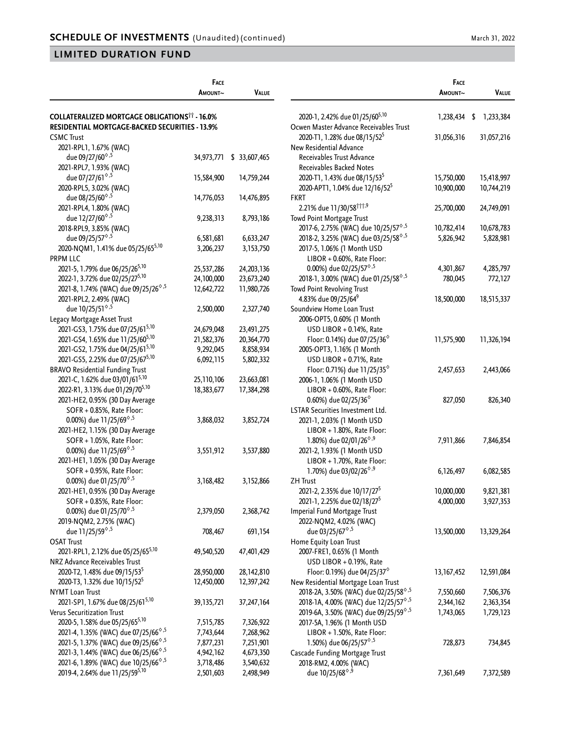## LIMITED DURATION FUND

| | Face Amount~ | Value |
|---|---|---|
| **COLLATERALIZED MORTGAGE OBLIGATIONS†† - 16.0%** | | |
| **RESIDENTIAL MORTGAGE-BACKED SECURITIES - 13.9%** | | |
| CSMC Trust | | |
| 2021-RPL1, 1.67% (WAC) due 09/27/60◊,5 | 34,973,771 | $ 33,607,465 |
| 2021-RPL7, 1.93% (WAC) due 07/27/61◊,5 | 15,584,900 | 14,759,244 |
| 2020-RPL5, 3.02% (WAC) due 08/25/60◊,5 | 14,776,053 | 14,476,895 |
| 2021-RPL4, 1.80% (WAC) due 12/27/60◊,5 | 9,238,313 | 8,793,186 |
| 2018-RPL9, 3.85% (WAC) due 09/25/57◊,5 | 6,581,681 | 6,633,247 |
| 2020-NQM1, 1.41% due 05/25/65[5,10] | 3,206,237 | 3,153,750 |
| PRPM LLC | | |
| 2021-5, 1.79% due 06/25/26[5,10] | 25,537,286 | 24,203,136 |
| 2022-1, 3.72% due 02/25/27[5,10] | 24,100,000 | 23,673,240 |
| 2021-8, 1.74% (WAC) due 09/25/26◊,5 | 12,642,722 | 11,980,726 |
| 2021-RPL2, 2.49% (WAC) due 10/25/51◊,5 | 2,500,000 | 2,327,740 |
| Legacy Mortgage Asset Trust | | |
| 2021-GS3, 1.75% due 07/25/61[5,10] | 24,679,048 | 23,491,275 |
| 2021-GS4, 1.65% due 11/25/60[5,10] | 21,582,376 | 20,364,770 |
| 2021-GS2, 1.75% due 04/25/61[5,10] | 9,292,045 | 8,858,934 |
| 2021-GS5, 2.25% due 07/25/67[5,10] | 6,092,115 | 5,802,332 |
| BRAVO Residential Funding Trust | | |
| 2021-C, 1.62% due 03/01/61[5,10] | 25,110,106 | 23,663,081 |
| 2022-R1, 3.13% due 01/29/70[5,10] | 18,383,677 | 17,384,298 |
| 2021-HE2, 0.95% (30 Day Average SOFR + 0.85%, Rate Floor: 0.00%) due 11/25/69◊,5 | 3,868,032 | 3,852,724 |
| 2021-HE2, 1.15% (30 Day Average SOFR + 1.05%, Rate Floor: 0.00%) due 11/25/69◊,5 | 3,551,912 | 3,537,880 |
| 2021-HE1, 1.05% (30 Day Average SOFR + 0.95%, Rate Floor: 0.00%) due 01/25/70◊,5 | 3,168,482 | 3,152,866 |
| 2021-HE1, 0.95% (30 Day Average SOFR + 0.85%, Rate Floor: 0.00%) due 01/25/70◊,5 | 2,379,050 | 2,368,742 |
| 2019-NQM2, 2.75% (WAC) due 11/25/59◊,5 | 708,467 | 691,154 |
| OSAT Trust | | |
| 2021-RPL1, 2.12% due 05/25/65[5,10] | 49,540,520 | 47,401,429 |
| NRZ Advance Receivables Trust | | |
| 2020-T2, 1.48% due 09/15/53[5] | 28,950,000 | 28,142,810 |
| 2020-T3, 1.32% due 10/15/52[5] | 12,450,000 | 12,397,242 |
| NYMT Loan Trust | | |
| 2021-SP1, 1.67% due 08/25/61[5,10] | 39,135,721 | 37,247,164 |
| Verus Securitization Trust | | |
| 2020-5, 1.58% due 05/25/65[5,10] | 7,515,785 | 7,326,922 |
| 2021-4, 1.35% (WAC) due 07/25/66◊,5 | 7,743,644 | 7,268,962 |
| 2021-5, 1.37% (WAC) due 09/25/66◊,5 | 7,877,231 | 7,251,901 |
| 2021-3, 1.44% (WAC) due 06/25/66◊,5 | 4,942,162 | 4,673,350 |
| 2021-6, 1.89% (WAC) due 10/25/66◊,5 | 3,718,486 | 3,540,632 |
| 2019-4, 2.64% due 11/25/59[5,10] | 2,501,603 | 2,498,949 |
| 2020-1, 2.42% due 01/25/60[5,10] | 1,238,434 | $ 1,233,384 |
| Ocwen Master Advance Receivables Trust | | |
| 2020-T1, 1.28% due 08/15/52[5] | 31,056,316 | 31,057,216 |
| New Residential Advance Receivables Trust Advance Receivables Backed Notes | | |
| 2020-T1, 1.43% due 08/15/53[5] | 15,750,000 | 15,418,997 |
| 2020-APT1, 1.04% due 12/16/52[5] | 10,900,000 | 10,744,219 |
| FKRT | | |
| 2.21% due 11/30/58†††,9 | 25,700,000 | 24,749,091 |
| Towd Point Mortgage Trust | | |
| 2017-6, 2.75% (WAC) due 10/25/57◊,5 | 10,782,414 | 10,678,783 |
| 2018-2, 3.25% (WAC) due 03/25/58◊,5 | 5,826,942 | 5,828,981 |
| 2017-5, 1.06% (1 Month USD LIBOR + 0.60%, Rate Floor: 0.00%) due 02/25/57◊,5 | 4,301,867 | 4,285,797 |
| 2018-1, 3.00% (WAC) due 01/25/58◊,5 | 780,045 | 772,127 |
| Towd Point Revolving Trust | | |
| 4.83% due 09/25/64[9] | 18,500,000 | 18,515,337 |
| Soundview Home Loan Trust | | |
| 2006-OPT5, 0.60% (1 Month USD LIBOR + 0.14%, Rate Floor: 0.14%) due 07/25/36◊ | 11,575,900 | 11,326,194 |
| 2005-OPT3, 1.16% (1 Month USD LIBOR + 0.71%, Rate Floor: 0.71%) due 11/25/35◊ | 2,457,653 | 2,443,066 |
| 2006-1, 1.06% (1 Month USD LIBOR + 0.60%, Rate Floor: 0.60%) due 02/25/36◊ | 827,050 | 826,340 |
| LSTAR Securities Investment Ltd. | | |
| 2021-1, 2.03% (1 Month USD LIBOR + 1.80%, Rate Floor: 1.80%) due 02/01/26◊,9 | 7,911,866 | 7,846,854 |
| 2021-2, 1.93% (1 Month USD LIBOR + 1.70%, Rate Floor: 1.70%) due 03/02/26◊,9 | 6,126,497 | 6,082,585 |
| ZH Trust | | |
| 2021-2, 2.35% due 10/17/27[5] | 10,000,000 | 9,821,381 |
| 2021-1, 2.25% due 02/18/27[5] | 4,000,000 | 3,927,353 |
| Imperial Fund Mortgage Trust | | |
| 2022-NQM2, 4.02% (WAC) due 03/25/67◊,5 | 13,500,000 | 13,329,264 |
| Home Equity Loan Trust | | |
| 2007-FRE1, 0.65% (1 Month USD LIBOR + 0.19%, Rate Floor: 0.19%) due 04/25/37◊ | 13,167,452 | 12,591,084 |
| New Residential Mortgage Loan Trust | | |
| 2018-2A, 3.50% (WAC) due 02/25/58◊,5 | 7,550,660 | 7,506,376 |
| 2018-1A, 4.00% (WAC) due 12/25/57◊,5 | 2,344,162 | 2,363,354 |
| 2019-6A, 3.50% (WAC) due 09/25/59◊,5 | 1,743,065 | 1,729,123 |
| 2017-5A, 1.96% (1 Month USD LIBOR + 1.50%, Rate Floor: 1.50%) due 06/25/57◊,5 | 728,873 | 734,845 |
| Cascade Funding Mortgage Trust | | |
| 2018-RM2, 4.00% (WAC) due 10/25/68◊,9 | 7,361,649 | 7,372,589 |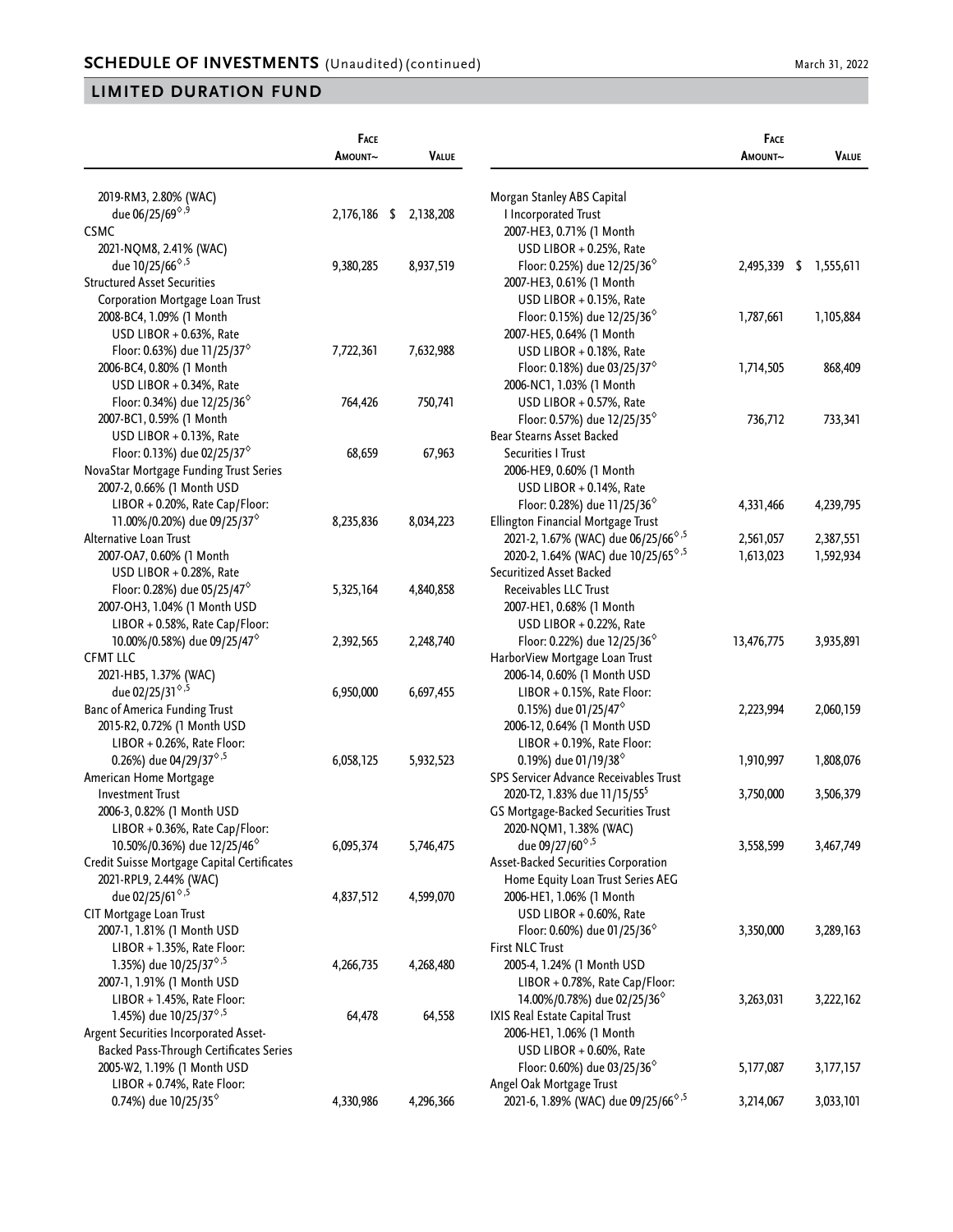## SCHEDULE OF INVESTMENTS (Unaudited) (continued)

## LIMITED DURATION FUND

| | Face Amount~ | Value |
|---|---|---|
| 2019-RM3, 2.80% (WAC) due 06/25/69◊,9 | 2,176,186 | $ 2,138,208 |
| **CSMC** | | |
| 2021-NQM8, 2.41% (WAC) due 10/25/66◊,5 | 9,380,285 | 8,937,519 |
| **Structured Asset Securities Corporation Mortgage Loan Trust** | | |
| 2008-BC4, 1.09% (1 Month USD LIBOR + 0.63%, Rate Floor: 0.63%) due 11/25/37◊ | 7,722,361 | 7,632,988 |
| 2006-BC4, 0.80% (1 Month USD LIBOR + 0.34%, Rate Floor: 0.34%) due 12/25/36◊ | 764,426 | 750,741 |
| 2007-BC1, 0.59% (1 Month USD LIBOR + 0.13%, Rate Floor: 0.13%) due 02/25/37◊ | 68,659 | 67,963 |
| **NovaStar Mortgage Funding Trust Series** | | |
| 2007-2, 0.66% (1 Month USD LIBOR + 0.20%, Rate Cap/Floor: 11.00%/0.20%) due 09/25/37◊ | 8,235,836 | 8,034,223 |
| **Alternative Loan Trust** | | |
| 2007-OA7, 0.60% (1 Month USD LIBOR + 0.28%, Rate Floor: 0.28%) due 05/25/47◊ | 5,325,164 | 4,840,858 |
| 2007-OH3, 1.04% (1 Month USD LIBOR + 0.58%, Rate Cap/Floor: 10.00%/0.58%) due 09/25/47◊ | 2,392,565 | 2,248,740 |
| **CFMT LLC** | | |
| 2021-HB5, 1.37% (WAC) due 02/25/31◊,5 | 6,950,000 | 6,697,455 |
| **Banc of America Funding Trust** | | |
| 2015-R2, 0.72% (1 Month USD LIBOR + 0.26%, Rate Floor: 0.26%) due 04/29/37◊,5 | 6,058,125 | 5,932,523 |
| **American Home Mortgage Investment Trust** | | |
| 2006-3, 0.82% (1 Month USD LIBOR + 0.36%, Rate Cap/Floor: 10.50%/0.36%) due 12/25/46◊ | 6,095,374 | 5,746,475 |
| **Credit Suisse Mortgage Capital Certificates** | | |
| 2021-RPL9, 2.44% (WAC) due 02/25/61◊,5 | 4,837,512 | 4,599,070 |
| **CIT Mortgage Loan Trust** | | |
| 2007-1, 1.81% (1 Month USD LIBOR + 1.35%, Rate Floor: 1.35%) due 10/25/37◊,5 | 4,266,735 | 4,268,480 |
| 2007-1, 1.91% (1 Month USD LIBOR + 1.45%, Rate Floor: 1.45%) due 10/25/37◊,5 | 64,478 | 64,558 |
| **Argent Securities Incorporated Asset-Backed Pass-Through Certificates Series** | | |
| 2005-W2, 1.19% (1 Month USD LIBOR + 0.74%, Rate Floor: 0.74%) due 10/25/35◊ | 4,330,986 | 4,296,366 |
| **Morgan Stanley ABS Capital I Incorporated Trust** | | |
| 2007-HE3, 0.71% (1 Month USD LIBOR + 0.25%, Rate Floor: 0.25%) due 12/25/36◊ | 2,495,339 | $ 1,555,611 |
| 2007-HE3, 0.61% (1 Month USD LIBOR + 0.15%, Rate Floor: 0.15%) due 12/25/36◊ | 1,787,661 | 1,105,884 |
| 2007-HE5, 0.64% (1 Month USD LIBOR + 0.18%, Rate Floor: 0.18%) due 03/25/37◊ | 1,714,505 | 868,409 |
| 2006-NC1, 1.03% (1 Month USD LIBOR + 0.57%, Rate Floor: 0.57%) due 12/25/35◊ | 736,712 | 733,341 |
| **Bear Stearns Asset Backed Securities I Trust** | | |
| 2006-HE9, 0.60% (1 Month USD LIBOR + 0.14%, Rate Floor: 0.28%) due 11/25/36◊ | 4,331,466 | 4,239,795 |
| **Ellington Financial Mortgage Trust** | | |
| 2021-2, 1.67% (WAC) due 06/25/66◊,5 | 2,561,057 | 2,387,551 |
| 2020-2, 1.64% (WAC) due 10/25/65◊,5 | 1,613,023 | 1,592,934 |
| **Securitized Asset Backed Receivables LLC Trust** | | |
| 2007-HE1, 0.68% (1 Month USD LIBOR + 0.22%, Rate Floor: 0.22%) due 12/25/36◊ | 13,476,775 | 3,935,891 |
| **HarborView Mortgage Loan Trust** | | |
| 2006-14, 0.60% (1 Month USD LIBOR + 0.15%, Rate Floor: 0.15%) due 01/25/47◊ | 2,223,994 | 2,060,159 |
| 2006-12, 0.64% (1 Month USD LIBOR + 0.19%, Rate Floor: 0.19%) due 01/19/38◊ | 1,910,997 | 1,808,076 |
| **SPS Servicer Advance Receivables Trust** | | |
| 2020-T2, 1.83% due 11/15/55[5] | 3,750,000 | 3,506,379 |
| **GS Mortgage-Backed Securities Trust** | | |
| 2020-NQM1, 1.38% (WAC) due 09/27/60◊,5 | 3,558,599 | 3,467,749 |
| **Asset-Backed Securities Corporation Home Equity Loan Trust Series AEG** | | |
| 2006-HE1, 1.06% (1 Month USD LIBOR + 0.60%, Rate Floor: 0.60%) due 01/25/36◊ | 3,350,000 | 3,289,163 |
| **First NLC Trust** | | |
| 2005-4, 1.24% (1 Month USD LIBOR + 0.78%, Rate Cap/Floor: 14.00%/0.78%) due 02/25/36◊ | 3,263,031 | 3,222,162 |
| **IXIS Real Estate Capital Trust** | | |
| 2006-HE1, 1.06% (1 Month USD LIBOR + 0.60%, Rate Floor: 0.60%) due 03/25/36◊ | 5,177,087 | 3,177,157 |
| **Angel Oak Mortgage Trust** | | |
| 2021-6, 1.89% (WAC) due 09/25/66◊,5 | 3,214,067 | 3,033,101 |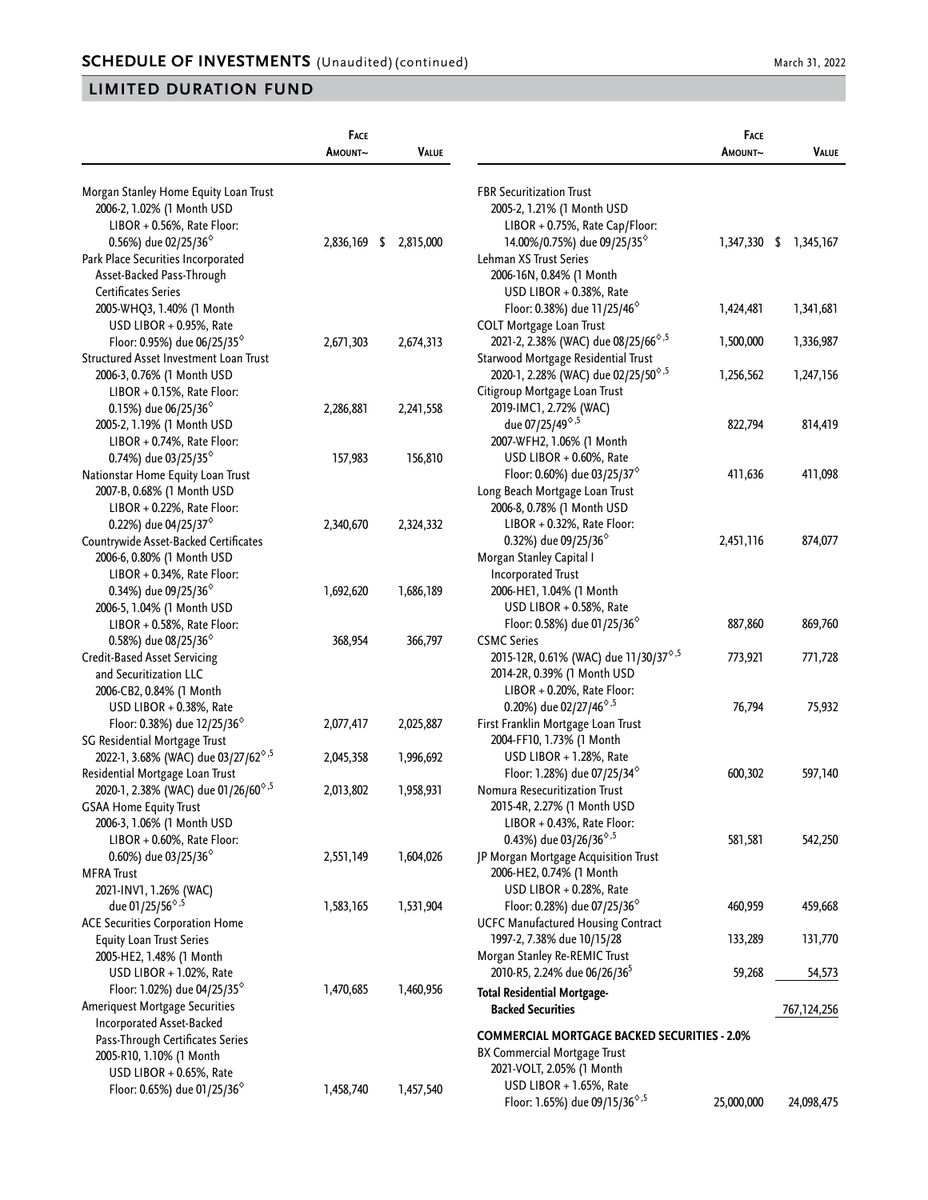## SCHEDULE OF INVESTMENTS (Unaudited) (continued)

## LIMITED DURATION FUND

| | Face Amount~ | Value |
|---|---|---|
| Morgan Stanley Home Equity Loan Trust | | |
| 2006-2, 1.02% (1 Month USD LIBOR + 0.56%, Rate Floor: 0.56%) due 02/25/36◊ | 2,836,169 | $ 2,815,000 |
| Park Place Securities Incorporated Asset-Backed Pass-Through Certificates Series | | |
| 2005-WHQ3, 1.40% (1 Month USD LIBOR + 0.95%, Rate Floor: 0.95%) due 06/25/35◊ | 2,671,303 | 2,674,313 |
| Structured Asset Investment Loan Trust | | |
| 2006-3, 0.76% (1 Month USD LIBOR + 0.15%, Rate Floor: 0.15%) due 06/25/36◊ | 2,286,881 | 2,241,558 |
| 2005-2, 1.19% (1 Month USD LIBOR + 0.74%, Rate Floor: 0.74%) due 03/25/35◊ | 157,983 | 156,810 |
| Nationstar Home Equity Loan Trust | | |
| 2007-B, 0.68% (1 Month USD LIBOR + 0.22%, Rate Floor: 0.22%) due 04/25/37◊ | 2,340,670 | 2,324,332 |
| Countrywide Asset-Backed Certificates | | |
| 2006-6, 0.80% (1 Month USD LIBOR + 0.34%, Rate Floor: 0.34%) due 09/25/36◊ | 1,692,620 | 1,686,189 |
| 2006-5, 1.04% (1 Month USD LIBOR + 0.58%, Rate Floor: 0.58%) due 08/25/36◊ | 368,954 | 366,797 |
| Credit-Based Asset Servicing and Securitization LLC | | |
| 2006-CB2, 0.84% (1 Month USD LIBOR + 0.38%, Rate Floor: 0.38%) due 12/25/36◊ | 2,077,417 | 2,025,887 |
| SG Residential Mortgage Trust | | |
| 2022-1, 3.68% (WAC) due 03/27/62◊,5 | 2,045,358 | 1,996,692 |
| Residential Mortgage Loan Trust | | |
| 2020-1, 2.38% (WAC) due 01/26/60◊,5 | 2,013,802 | 1,958,931 |
| GSAA Home Equity Trust | | |
| 2006-3, 1.06% (1 Month USD LIBOR + 0.60%, Rate Floor: 0.60%) due 03/25/36◊ | 2,551,149 | 1,604,026 |
| MFRA Trust | | |
| 2021-INV1, 1.26% (WAC) due 01/25/56◊,5 | 1,583,165 | 1,531,904 |
| ACE Securities Corporation Home Equity Loan Trust Series | | |
| 2005-HE2, 1.48% (1 Month USD LIBOR + 1.02%, Rate Floor: 1.02%) due 04/25/35◊ | 1,470,685 | 1,460,956 |
| Ameriquest Mortgage Securities Incorporated Asset-Backed Pass-Through Certificates Series | | |
| 2005-R10, 1.10% (1 Month USD LIBOR + 0.65%, Rate Floor: 0.65%) due 01/25/36◊ | 1,458,740 | 1,457,540 |
| FBR Securitization Trust | | |
| 2005-2, 1.21% (1 Month USD LIBOR + 0.75%, Rate Cap/Floor: 14.00%/0.75%) due 09/25/35◊ | 1,347,330 | $ 1,345,167 |
| Lehman XS Trust Series | | |
| 2006-16N, 0.84% (1 Month USD LIBOR + 0.38%, Rate Floor: 0.38%) due 11/25/46◊ | 1,424,481 | 1,341,681 |
| COLT Mortgage Loan Trust | | |
| 2021-2, 2.38% (WAC) due 08/25/66◊,5 | 1,500,000 | 1,336,987 |
| Starwood Mortgage Residential Trust | | |
| 2020-1, 2.28% (WAC) due 02/25/50◊,5 | 1,256,562 | 1,247,156 |
| Citigroup Mortgage Loan Trust | | |
| 2019-IMC1, 2.72% (WAC) due 07/25/49◊,5 | 822,794 | 814,419 |
| 2007-WFH2, 1.06% (1 Month USD LIBOR + 0.60%, Rate Floor: 0.60%) due 03/25/37◊ | 411,636 | 411,098 |
| Long Beach Mortgage Loan Trust | | |
| 2006-8, 0.78% (1 Month USD LIBOR + 0.32%, Rate Floor: 0.32%) due 09/25/36◊ | 2,451,116 | 874,077 |
| Morgan Stanley Capital I Incorporated Trust | | |
| 2006-HE1, 1.04% (1 Month USD LIBOR + 0.58%, Rate Floor: 0.58%) due 01/25/36◊ | 887,860 | 869,760 |
| CSMC Series | | |
| 2015-12R, 0.61% (WAC) due 11/30/37◊,5 | 773,921 | 771,728 |
| 2014-2R, 0.39% (1 Month USD LIBOR + 0.20%, Rate Floor: 0.20%) due 02/27/46◊,5 | 76,794 | 75,932 |
| First Franklin Mortgage Loan Trust | | |
| 2004-FF10, 1.73% (1 Month USD LIBOR + 1.28%, Rate Floor: 1.28%) due 07/25/34◊ | 600,302 | 597,140 |
| Nomura Resecuritization Trust | | |
| 2015-4R, 2.27% (1 Month USD LIBOR + 0.43%, Rate Floor: 0.43%) due 03/26/36◊,5 | 581,581 | 542,250 |
| JP Morgan Mortgage Acquisition Trust | | |
| 2006-HE2, 0.74% (1 Month USD LIBOR + 0.28%, Rate Floor: 0.28%) due 07/25/36◊ | 460,959 | 459,668 |
| UCFC Manufactured Housing Contract | | |
| 1997-2, 7.38% due 10/15/28 | 133,289 | 131,770 |
| Morgan Stanley Re-REMIC Trust | | |
| 2010-R5, 2.24% due 06/26/36⁵ | 59,268 | 54,573 |
| **Total Residential Mortgage-Backed Securities** | | 767,124,256 |
| **COMMERCIAL MORTGAGE BACKED SECURITIES - 2.0%** | | |
| BX Commercial Mortgage Trust | | |
| 2021-VOLT, 2.05% (1 Month USD LIBOR + 1.65%, Rate Floor: 1.65%) due 09/15/36◊,5 | 25,000,000 | 24,098,475 |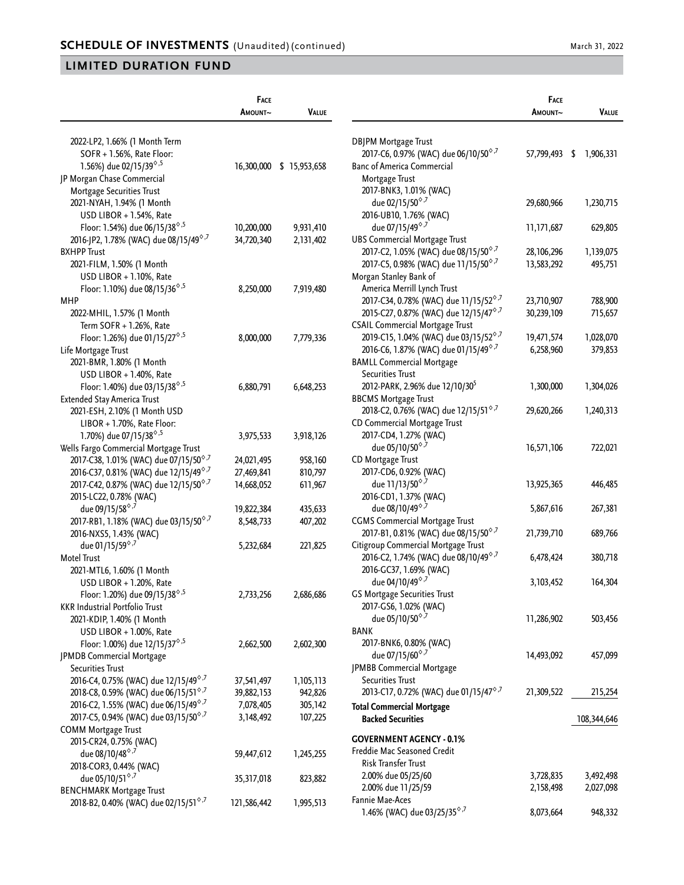## SCHEDULE OF INVESTMENTS (Unaudited) (continued)

March 31, 2022

## LIMITED DURATION FUND

| | Face Amount~ | Value |
|---|---|---|
| 2022-LP2, 1.66% (1 Month Term SOFR + 1.56%, Rate Floor: 1.56%) due 02/15/39◊,5 | 16,300,000 | $ 15,953,658 |
| JP Morgan Chase Commercial Mortgage Securities Trust | | |
| 2021-NYAH, 1.94% (1 Month USD LIBOR + 1.54%, Rate Floor: 1.54%) due 06/15/38◊,5 | 10,200,000 | 9,931,410 |
| 2016-JP2, 1.78% (WAC) due 08/15/49◊,7 | 34,720,340 | 2,131,402 |
| BXHPP Trust | | |
| 2021-FILM, 1.50% (1 Month USD LIBOR + 1.10%, Rate Floor: 1.10%) due 08/15/36◊,5 | 8,250,000 | 7,919,480 |
| MHP | | |
| 2022-MHIL, 1.57% (1 Month Term SOFR + 1.26%, Rate Floor: 1.26%) due 01/15/27◊,5 | 8,000,000 | 7,779,336 |
| Life Mortgage Trust | | |
| 2021-BMR, 1.80% (1 Month USD LIBOR + 1.40%, Rate Floor: 1.40%) due 03/15/38◊,5 | 6,880,791 | 6,648,253 |
| Extended Stay America Trust | | |
| 2021-ESH, 2.10% (1 Month USD LIBOR + 1.70%, Rate Floor: 1.70%) due 07/15/38◊,5 | 3,975,533 | 3,918,126 |
| Wells Fargo Commercial Mortgage Trust | | |
| 2017-C38, 1.01% (WAC) due 07/15/50◊,7 | 24,021,495 | 958,160 |
| 2016-C37, 0.81% (WAC) due 12/15/49◊,7 | 27,469,841 | 810,797 |
| 2017-C42, 0.87% (WAC) due 12/15/50◊,7 | 14,668,052 | 611,967 |
| 2015-LC22, 0.78% (WAC) due 09/15/58◊,7 | 19,822,384 | 435,633 |
| 2017-RB1, 1.18% (WAC) due 03/15/50◊,7 | 8,548,733 | 407,202 |
| 2016-NXS5, 1.43% (WAC) due 01/15/59◊,7 | 5,232,684 | 221,825 |
| Motel Trust | | |
| 2021-MTL6, 1.60% (1 Month USD LIBOR + 1.20%, Rate Floor: 1.20%) due 09/15/38◊,5 | 2,733,256 | 2,686,686 |
| KKR Industrial Portfolio Trust | | |
| 2021-KDIP, 1.40% (1 Month USD LIBOR + 1.00%, Rate Floor: 1.00%) due 12/15/37◊,5 | 2,662,500 | 2,602,300 |
| JPMDB Commercial Mortgage Securities Trust | | |
| 2016-C4, 0.75% (WAC) due 12/15/49◊,7 | 37,541,497 | 1,105,113 |
| 2018-C8, 0.59% (WAC) due 06/15/51◊,7 | 39,882,153 | 942,826 |
| 2016-C2, 1.55% (WAC) due 06/15/49◊,7 | 7,078,405 | 305,142 |
| 2017-C5, 0.94% (WAC) due 03/15/50◊,7 | 3,148,492 | 107,225 |
| COMM Mortgage Trust | | |
| 2015-CR24, 0.75% (WAC) due 08/10/48◊,7 | 59,447,612 | 1,245,255 |
| 2018-COR3, 0.44% (WAC) due 05/10/51◊,7 | 35,317,018 | 823,882 |
| BENCHMARK Mortgage Trust | | |
| 2018-B2, 0.40% (WAC) due 02/15/51◊,7 | 121,586,442 | 1,995,513 |
| DBJPM Mortgage Trust | | |
| 2017-C6, 0.97% (WAC) due 06/10/50◊,7 | 57,799,493 | $ 1,906,331 |
| Banc of America Commercial Mortgage Trust | | |
| 2017-BNK3, 1.01% (WAC) due 02/15/50◊,7 | 29,680,966 | 1,230,715 |
| 2016-UB10, 1.76% (WAC) due 07/15/49◊,7 | 11,171,687 | 629,805 |
| UBS Commercial Mortgage Trust | | |
| 2017-C2, 1.05% (WAC) due 08/15/50◊,7 | 28,106,296 | 1,139,075 |
| 2017-C5, 0.98% (WAC) due 11/15/50◊,7 | 13,583,292 | 495,751 |
| Morgan Stanley Bank of America Merrill Lynch Trust | | |
| 2017-C34, 0.78% (WAC) due 11/15/52◊,7 | 23,710,907 | 788,900 |
| 2015-C27, 0.87% (WAC) due 12/15/47◊,7 | 30,239,109 | 715,657 |
| CSAIL Commercial Mortgage Trust | | |
| 2019-C15, 1.04% (WAC) due 03/15/52◊,7 | 19,471,574 | 1,028,070 |
| 2016-C6, 1.87% (WAC) due 01/15/49◊,7 | 6,258,960 | 379,853 |
| BAMLL Commercial Mortgage Securities Trust | | |
| 2012-PARK, 2.96% due 12/10/30[5] | 1,300,000 | 1,304,026 |
| BBCMS Mortgage Trust | | |
| 2018-C2, 0.76% (WAC) due 12/15/51◊,7 | 29,620,266 | 1,240,313 |
| CD Commercial Mortgage Trust | | |
| 2017-CD4, 1.27% (WAC) due 05/10/50◊,7 | 16,571,106 | 722,021 |
| CD Mortgage Trust | | |
| 2017-CD6, 0.92% (WAC) due 11/13/50◊,7 | 13,925,365 | 446,485 |
| 2016-CD1, 1.37% (WAC) due 08/10/49◊,7 | 5,867,616 | 267,381 |
| CGMS Commercial Mortgage Trust | | |
| 2017-B1, 0.81% (WAC) due 08/15/50◊,7 | 21,739,710 | 689,766 |
| Citigroup Commercial Mortgage Trust | | |
| 2016-C2, 1.74% (WAC) due 08/10/49◊,7 | 6,478,424 | 380,718 |
| 2016-GC37, 1.69% (WAC) due 04/10/49◊,7 | 3,103,452 | 164,304 |
| GS Mortgage Securities Trust | | |
| 2017-GS6, 1.02% (WAC) due 05/10/50◊,7 | 11,286,902 | 503,456 |
| BANK | | |
| 2017-BNK6, 0.80% (WAC) due 07/15/60◊,7 | 14,493,092 | 457,099 |
| JPMBB Commercial Mortgage Securities Trust | | |
| 2013-C17, 0.72% (WAC) due 01/15/47◊,7 | 21,309,522 | 215,254 |
| **Total Commercial Mortgage Backed Securities** | | 108,344,646 |
| **GOVERNMENT AGENCY - 0.1%** | | |
| Freddie Mac Seasoned Credit Risk Transfer Trust | | |
| 2.00% due 05/25/60 | 3,728,835 | 3,492,498 |
| 2.00% due 11/25/59 | 2,158,498 | 2,027,098 |
| Fannie Mae-Aces | | |
| 1.46% (WAC) due 03/25/35◊,7 | 8,073,664 | 948,332 |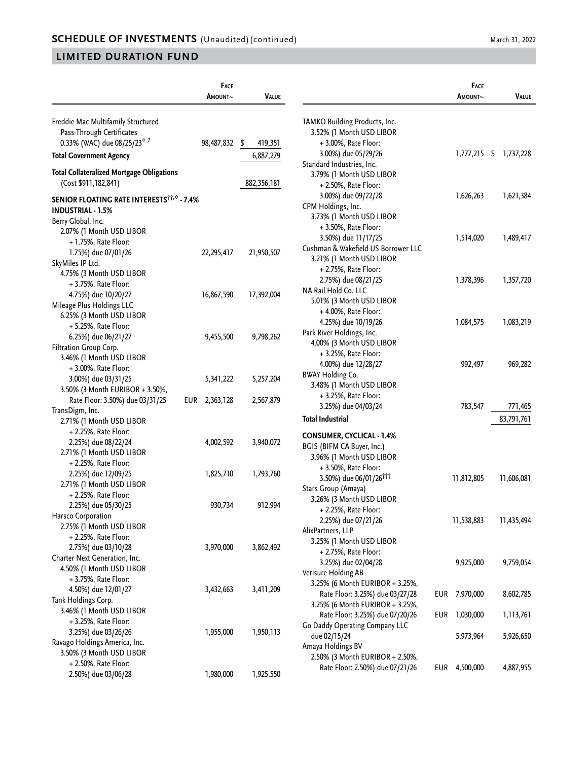## SCHEDULE OF INVESTMENTS (Unaudited) (continued)

March 31, 2022

## LIMITED DURATION FUND

| | Face Amount~ | Value |
|---|---|---|
| Freddie Mac Multifamily Structured Pass-Through Certificates 0.33% (WAC) due 08/25/23◊,7 | 98,487,832 | $ 419,351 |
| **Total Government Agency** | | 6,887,279 |
| **Total Collateralized Mortgage Obligations** (Cost $911,182,841) | | 882,356,181 |
| **SENIOR FLOATING RATE INTERESTS††,◊ - 7.4%** | | |
| **INDUSTRIAL - 1.5%** | | |
| Berry Global, Inc. | | |
| 2.07% (1 Month USD LIBOR + 1.75%, Rate Floor: 1.75%) due 07/01/26 | 22,295,417 | 21,950,507 |
| SkyMiles IP Ltd. | | |
| 4.75% (3 Month USD LIBOR + 3.75%, Rate Floor: 4.75%) due 10/20/27 | 16,867,590 | 17,392,004 |
| Mileage Plus Holdings LLC | | |
| 6.25% (3 Month USD LIBOR + 5.25%, Rate Floor: 6.25%) due 06/21/27 | 9,455,500 | 9,798,262 |
| Filtration Group Corp. | | |
| 3.46% (1 Month USD LIBOR + 3.00%, Rate Floor: 3.00%) due 03/31/25 | 5,341,222 | 5,257,204 |
| 3.50% (3 Month EURIBOR + 3.50%, Rate Floor: 3.50%) due 03/31/25 | EUR 2,363,128 | 2,567,879 |
| TransDigm, Inc. | | |
| 2.71% (1 Month USD LIBOR + 2.25%, Rate Floor: 2.25%) due 08/22/24 | 4,002,592 | 3,940,072 |
| 2.71% (1 Month USD LIBOR + 2.25%, Rate Floor: 2.25%) due 12/09/25 | 1,825,710 | 1,793,760 |
| 2.71% (1 Month USD LIBOR + 2.25%, Rate Floor: 2.25%) due 05/30/25 | 930,734 | 912,994 |
| Harsco Corporation | | |
| 2.75% (1 Month USD LIBOR + 2.25%, Rate Floor: 2.75%) due 03/10/28 | 3,970,000 | 3,862,492 |
| Charter Next Generation, Inc. | | |
| 4.50% (1 Month USD LIBOR + 3.75%, Rate Floor: 4.50%) due 12/01/27 | 3,432,663 | 3,411,209 |
| Tank Holdings Corp. | | |
| 3.46% (1 Month USD LIBOR + 3.25%, Rate Floor: 3.25%) due 03/26/26 | 1,955,000 | 1,950,113 |
| Ravago Holdings America, Inc. | | |
| 3.50% (3 Month USD LIBOR + 2.50%, Rate Floor: 2.50%) due 03/06/28 | 1,980,000 | 1,925,550 |
| TAMKO Building Products, Inc. | | |
| 3.52% (1 Month USD LIBOR + 3.00%, Rate Floor: 3.00%) due 05/29/26 | 1,777,215 | $ 1,737,228 |
| Standard Industries, Inc. | | |
| 3.79% (1 Month USD LIBOR + 2.50%, Rate Floor: 3.00%) due 09/22/28 | 1,626,263 | 1,621,384 |
| CPM Holdings, Inc. | | |
| 3.73% (1 Month USD LIBOR + 3.50%, Rate Floor: 3.50%) due 11/17/25 | 1,514,020 | 1,489,417 |
| Cushman & Wakefield US Borrower LLC | | |
| 3.21% (1 Month USD LIBOR + 2.75%, Rate Floor: 2.75%) due 08/21/25 | 1,378,396 | 1,357,720 |
| NA Rail Hold Co. LLC | | |
| 5.01% (3 Month USD LIBOR + 4.00%, Rate Floor: 4.25%) due 10/19/26 | 1,084,575 | 1,083,219 |
| Park River Holdings, Inc. | | |
| 4.00% (3 Month USD LIBOR + 3.25%, Rate Floor: 4.00%) due 12/28/27 | 992,497 | 969,282 |
| BWAY Holding Co. | | |
| 3.48% (1 Month USD LIBOR + 3.25%, Rate Floor: 3.25%) due 04/03/24 | 783,547 | 771,465 |
| **Total Industrial** | | 83,791,761 |
| **CONSUMER, CYCLICAL - 1.4%** | | |
| BGIS (BIFM CA Buyer, Inc.) | | |
| 3.96% (1 Month USD LIBOR + 3.50%, Rate Floor: 3.50%) due 06/01/26††† | 11,812,805 | 11,606,081 |
| Stars Group (Amaya) | | |
| 3.26% (3 Month USD LIBOR + 2.25%, Rate Floor: 2.25%) due 07/21/26 | 11,538,883 | 11,435,494 |
| AlixPartners, LLP | | |
| 3.25% (1 Month USD LIBOR + 2.75%, Rate Floor: 3.25%) due 02/04/28 | 9,925,000 | 9,759,054 |
| Verisure Holding AB | | |
| 3.25% (6 Month EURIBOR + 3.25%, Rate Floor: 3.25%) due 03/27/28 | EUR 7,970,000 | 8,602,785 |
| 3.25% (6 Month EURIBOR + 3.25%, Rate Floor: 3.25%) due 07/20/26 | EUR 1,030,000 | 1,113,761 |
| Go Daddy Operating Company LLC due 02/15/24 | 5,973,964 | 5,926,650 |
| Amaya Holdings BV | | |
| 2.50% (3 Month EURIBOR + 2.50%, Rate Floor: 2.50%) due 07/21/26 | EUR 4,500,000 | 4,887,955 |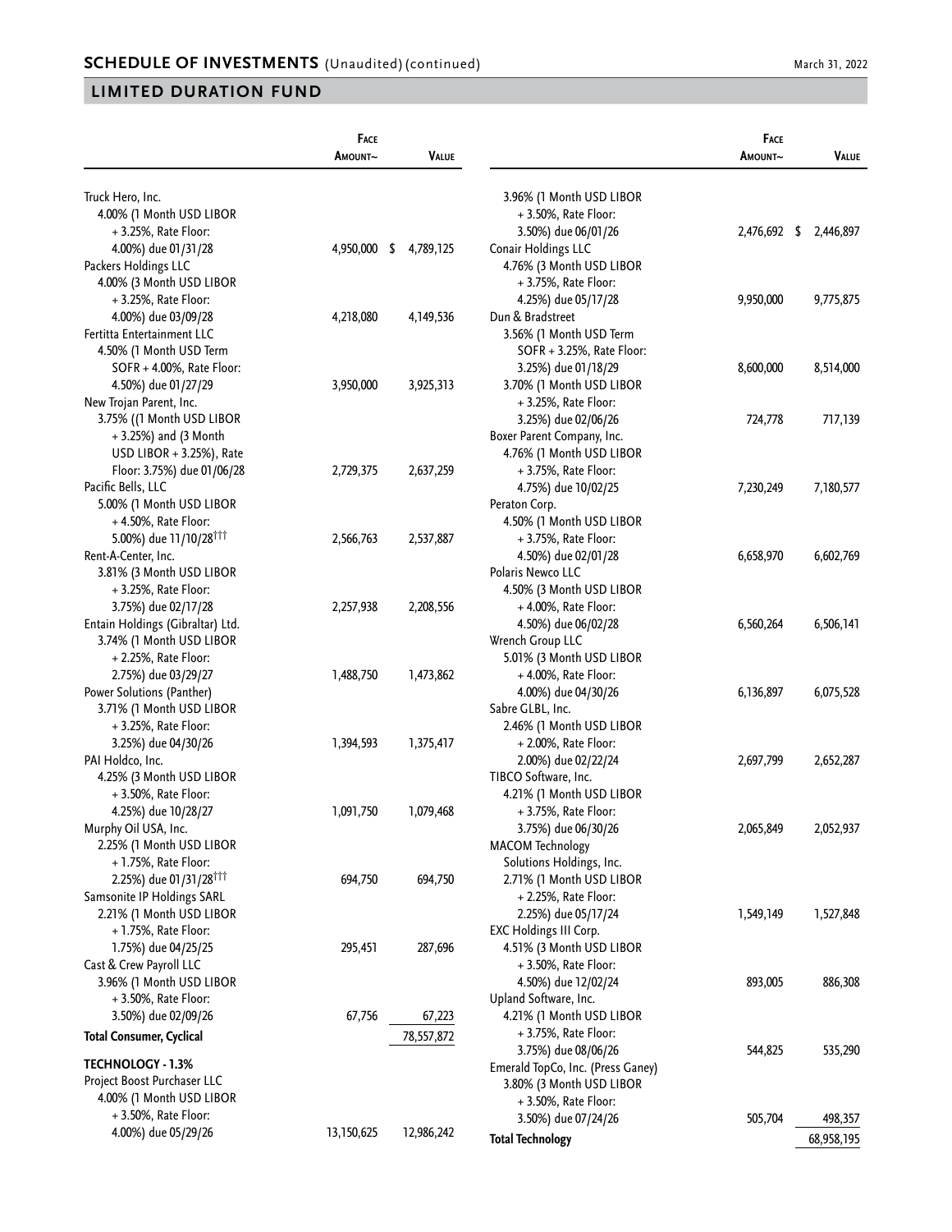## SCHEDULE OF INVESTMENTS (Unaudited) (continued)

March 31, 2022

## LIMITED DURATION FUND

| | Face Amount~ | Value |
|---|---|---|
| Truck Hero, Inc. 4.00% (1 Month USD LIBOR + 3.25%, Rate Floor: 4.00%) due 01/31/28 | 4,950,000 | $ 4,789,125 |
| Packers Holdings LLC 4.00% (3 Month USD LIBOR + 3.25%, Rate Floor: 4.00%) due 03/09/28 | 4,218,080 | 4,149,536 |
| Fertitta Entertainment LLC 4.50% (1 Month USD Term SOFR + 4.00%, Rate Floor: 4.50%) due 01/27/29 | 3,950,000 | 3,925,313 |
| New Trojan Parent, Inc. 3.75% ((1 Month USD LIBOR + 3.25%) and (3 Month USD LIBOR + 3.25%), Rate Floor: 3.75%) due 01/06/28 | 2,729,375 | 2,637,259 |
| Pacific Bells, LLC 5.00% (1 Month USD LIBOR + 4.50%, Rate Floor: 5.00%) due 11/10/28[†††] | 2,566,763 | 2,537,887 |
| Rent-A-Center, Inc. 3.81% (3 Month USD LIBOR + 3.25%, Rate Floor: 3.75%) due 02/17/28 | 2,257,938 | 2,208,556 |
| Entain Holdings (Gibraltar) Ltd. 3.74% (1 Month USD LIBOR + 2.25%, Rate Floor: 2.75%) due 03/29/27 | 1,488,750 | 1,473,862 |
| Power Solutions (Panther) 3.71% (1 Month USD LIBOR + 3.25%, Rate Floor: 3.25%) due 04/30/26 | 1,394,593 | 1,375,417 |
| PAI Holdco, Inc. 4.25% (3 Month USD LIBOR + 3.50%, Rate Floor: 4.25%) due 10/28/27 | 1,091,750 | 1,079,468 |
| Murphy Oil USA, Inc. 2.25% (1 Month USD LIBOR + 1.75%, Rate Floor: 2.25%) due 01/31/28[†††] | 694,750 | 694,750 |
| Samsonite IP Holdings SARL 2.21% (1 Month USD LIBOR + 1.75%, Rate Floor: 1.75%) due 04/25/25 | 295,451 | 287,696 |
| Cast & Crew Payroll LLC 3.96% (1 Month USD LIBOR + 3.50%, Rate Floor: 3.50%) due 02/09/26 | 67,756 | 67,223 |
| **Total Consumer, Cyclical** | | 78,557,872 |
| **TECHNOLOGY - 1.3%** | | |
| Project Boost Purchaser LLC 4.00% (1 Month USD LIBOR + 3.50%, Rate Floor: 4.00%) due 05/29/26 | 13,150,625 | 12,986,242 |
| 3.96% (1 Month USD LIBOR + 3.50%, Rate Floor: 3.50%) due 06/01/26 | 2,476,692 | $ 2,446,897 |
| Conair Holdings LLC 4.76% (3 Month USD LIBOR + 3.75%, Rate Floor: 4.25%) due 05/17/28 | 9,950,000 | 9,775,875 |
| Dun & Bradstreet 3.56% (1 Month USD Term SOFR + 3.25%, Rate Floor: 3.25%) due 01/18/29 | 8,600,000 | 8,514,000 |
| 3.70% (1 Month USD LIBOR + 3.25%, Rate Floor: 3.25%) due 02/06/26 | 724,778 | 717,139 |
| Boxer Parent Company, Inc. 4.76% (1 Month USD LIBOR + 3.75%, Rate Floor: 4.75%) due 10/02/25 | 7,230,249 | 7,180,577 |
| Peraton Corp. 4.50% (1 Month USD LIBOR + 3.75%, Rate Floor: 4.50%) due 02/01/28 | 6,658,970 | 6,602,769 |
| Polaris Newco LLC 4.50% (3 Month USD LIBOR + 4.00%, Rate Floor: 4.50%) due 06/02/28 | 6,560,264 | 6,506,141 |
| Wrench Group LLC 5.01% (3 Month USD LIBOR + 4.00%, Rate Floor: 4.00%) due 04/30/26 | 6,136,897 | 6,075,528 |
| Sabre GLBL, Inc. 2.46% (1 Month USD LIBOR + 2.00%, Rate Floor: 2.00%) due 02/22/24 | 2,697,799 | 2,652,287 |
| TIBCO Software, Inc. 4.21% (1 Month USD LIBOR + 3.75%, Rate Floor: 3.75%) due 06/30/26 | 2,065,849 | 2,052,937 |
| MACOM Technology Solutions Holdings, Inc. 2.71% (1 Month USD LIBOR + 2.25%, Rate Floor: 2.25%) due 05/17/24 | 1,549,149 | 1,527,848 |
| EXC Holdings III Corp. 4.51% (3 Month USD LIBOR + 3.50%, Rate Floor: 4.50%) due 12/02/24 | 893,005 | 886,308 |
| Upland Software, Inc. 4.21% (1 Month USD LIBOR + 3.75%, Rate Floor: 3.75%) due 08/06/26 | 544,825 | 535,290 |
| Emerald TopCo, Inc. (Press Ganey) 3.80% (3 Month USD LIBOR + 3.50%, Rate Floor: 3.50%) due 07/24/26 | 505,704 | 498,357 |
| **Total Technology** | | 68,958,195 |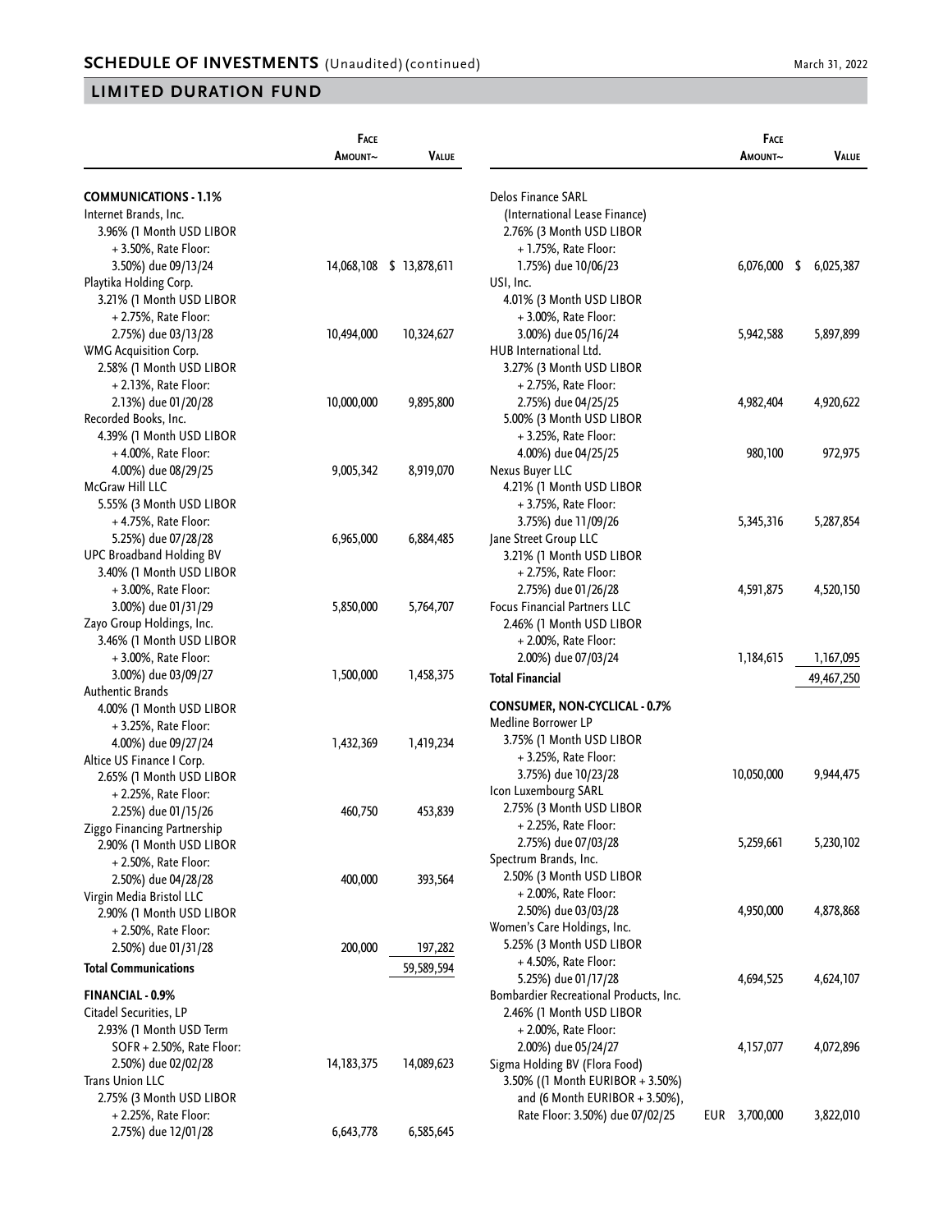## SCHEDULE OF INVESTMENTS (Unaudited) (continued)

March 31, 2022

## LIMITED DURATION FUND

| | Face Amount~ | Value |
|---|---|---|
| **COMMUNICATIONS - 1.1%** | | |
| Internet Brands, Inc.<br>3.96% (1 Month USD LIBOR + 3.50%, Rate Floor: 3.50%) due 09/13/24 | 14,068,108 | $ 13,878,611 |
| Playtika Holding Corp.<br>3.21% (1 Month USD LIBOR + 2.75%, Rate Floor: 2.75%) due 03/13/28 | 10,494,000 | 10,324,627 |
| WMG Acquisition Corp.<br>2.58% (1 Month USD LIBOR + 2.13%, Rate Floor: 2.13%) due 01/20/28 | 10,000,000 | 9,895,800 |
| Recorded Books, Inc.<br>4.39% (1 Month USD LIBOR + 4.00%, Rate Floor: 4.00%) due 08/29/25 | 9,005,342 | 8,919,070 |
| McGraw Hill LLC<br>5.55% (3 Month USD LIBOR + 4.75%, Rate Floor: 5.25%) due 07/28/28 | 6,965,000 | 6,884,485 |
| UPC Broadband Holding BV<br>3.40% (1 Month USD LIBOR + 3.00%, Rate Floor: 3.00%) due 01/31/29 | 5,850,000 | 5,764,707 |
| Zayo Group Holdings, Inc.<br>3.46% (1 Month USD LIBOR + 3.00%, Rate Floor: 3.00%) due 03/09/27 | 1,500,000 | 1,458,375 |
| Authentic Brands<br>4.00% (1 Month USD LIBOR + 3.25%, Rate Floor: 4.00%) due 09/27/24 | 1,432,369 | 1,419,234 |
| Altice US Finance I Corp.<br>2.65% (1 Month USD LIBOR + 2.25%, Rate Floor: 2.25%) due 01/15/26 | 460,750 | 453,839 |
| Ziggo Financing Partnership<br>2.90% (1 Month USD LIBOR + 2.50%, Rate Floor: 2.50%) due 04/28/28 | 400,000 | 393,564 |
| Virgin Media Bristol LLC<br>2.90% (1 Month USD LIBOR + 2.50%, Rate Floor: 2.50%) due 01/31/28 | 200,000 | 197,282 |
| **Total Communications** | | 59,589,594 |
| **FINANCIAL - 0.9%** | | |
| Citadel Securities, LP<br>2.93% (1 Month USD Term SOFR + 2.50%, Rate Floor: 2.50%) due 02/02/28 | 14,183,375 | 14,089,623 |
| Trans Union LLC<br>2.75% (3 Month USD LIBOR + 2.25%, Rate Floor: 2.75%) due 12/01/28 | 6,643,778 | 6,585,645 |
| Delos Finance SARL (International Lease Finance)<br>2.76% (3 Month USD LIBOR + 1.75%, Rate Floor: 1.75%) due 10/06/23 | 6,076,000 | $ 6,025,387 |
| USI, Inc.<br>4.01% (3 Month USD LIBOR + 3.00%, Rate Floor: 3.00%) due 05/16/24 | 5,942,588 | 5,897,899 |
| HUB International Ltd.<br>3.27% (3 Month USD LIBOR + 2.75%, Rate Floor: 2.75%) due 04/25/25 | 4,982,404 | 4,920,622 |
| 5.00% (3 Month USD LIBOR + 3.25%, Rate Floor: 4.00%) due 04/25/25 | 980,100 | 972,975 |
| Nexus Buyer LLC<br>4.21% (1 Month USD LIBOR + 3.75%, Rate Floor: 3.75%) due 11/09/26 | 5,345,316 | 5,287,854 |
| Jane Street Group LLC<br>3.21% (1 Month USD LIBOR + 2.75%, Rate Floor: 2.75%) due 01/26/28 | 4,591,875 | 4,520,150 |
| Focus Financial Partners LLC<br>2.46% (1 Month USD LIBOR + 2.00%, Rate Floor: 2.00%) due 07/03/24 | 1,184,615 | 1,167,095 |
| **Total Financial** | | 49,467,250 |
| **CONSUMER, NON-CYCLICAL - 0.7%** | | |
| Medline Borrower LP<br>3.75% (1 Month USD LIBOR + 3.25%, Rate Floor: 3.75%) due 10/23/28 | 10,050,000 | 9,944,475 |
| Icon Luxembourg SARL<br>2.75% (3 Month USD LIBOR + 2.25%, Rate Floor: 2.75%) due 07/03/28 | 5,259,661 | 5,230,102 |
| Spectrum Brands, Inc.<br>2.50% (3 Month USD LIBOR + 2.00%, Rate Floor: 2.50%) due 03/03/28 | 4,950,000 | 4,878,868 |
| Women's Care Holdings, Inc.<br>5.25% (3 Month USD LIBOR + 4.50%, Rate Floor: 5.25%) due 01/17/28 | 4,694,525 | 4,624,107 |
| Bombardier Recreational Products, Inc.<br>2.46% (1 Month USD LIBOR + 2.00%, Rate Floor: 2.00%) due 05/24/27 | 4,157,077 | 4,072,896 |
| Sigma Holding BV (Flora Food)<br>3.50% ((1 Month EURIBOR + 3.50%) and (6 Month EURIBOR + 3.50%), Rate Floor: 3.50%) due 07/02/25 | EUR 3,700,000 | 3,822,010 |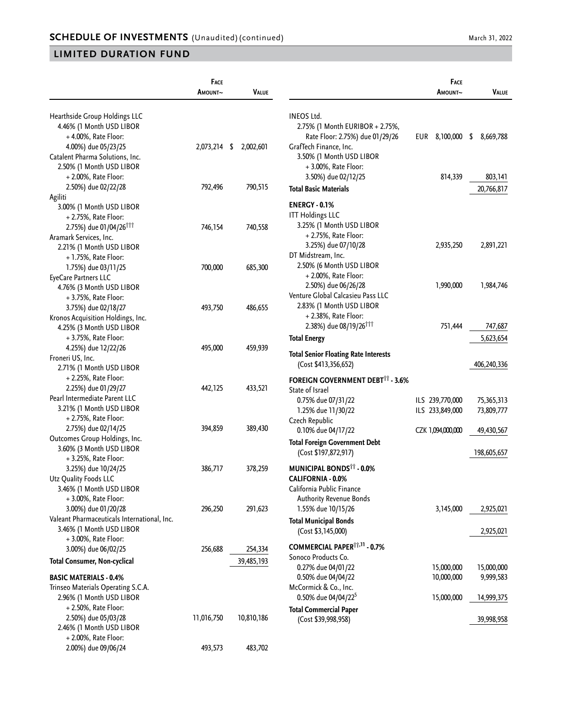## LIMITED DURATION FUND

| | Face Amount~ | Value |
|---|---|---|
| Hearthside Group Holdings LLC 4.46% (1 Month USD LIBOR + 4.00%, Rate Floor: 4.00%) due 05/23/25 | 2,073,214 | $ 2,002,601 |
| Catalent Pharma Solutions, Inc. 2.50% (1 Month USD LIBOR + 2.00%, Rate Floor: 2.50%) due 02/22/28 | 792,496 | 790,515 |
| Agiliti 3.00% (1 Month USD LIBOR + 2.75%, Rate Floor: 2.75%) due 01/04/26††† | 746,154 | 740,558 |
| Aramark Services, Inc. 2.21% (1 Month USD LIBOR + 1.75%, Rate Floor: 1.75%) due 03/11/25 | 700,000 | 685,300 |
| EyeCare Partners LLC 4.76% (3 Month USD LIBOR + 3.75%, Rate Floor: 3.75%) due 02/18/27 | 493,750 | 486,655 |
| Kronos Acquisition Holdings, Inc. 4.25% (3 Month USD LIBOR + 3.75%, Rate Floor: 4.25%) due 12/22/26 | 495,000 | 459,939 |
| Froneri US, Inc. 2.71% (1 Month USD LIBOR + 2.25%, Rate Floor: 2.25%) due 01/29/27 | 442,125 | 433,521 |
| Pearl Intermediate Parent LLC 3.21% (1 Month USD LIBOR + 2.75%, Rate Floor: 2.75%) due 02/14/25 | 394,859 | 389,430 |
| Outcomes Group Holdings, Inc. 3.60% (3 Month USD LIBOR + 3.25%, Rate Floor: 3.25%) due 10/24/25 | 386,717 | 378,259 |
| Utz Quality Foods LLC 3.46% (1 Month USD LIBOR + 3.00%, Rate Floor: 3.00%) due 01/20/28 | 296,250 | 291,623 |
| Valeant Pharmaceuticals International, Inc. 3.46% (1 Month USD LIBOR + 3.00%, Rate Floor: 3.00%) due 06/02/25 | 256,688 | 254,334 |
| **Total Consumer, Non-cyclical** | | 39,485,193 |
| **BASIC MATERIALS - 0.4%** | | |
| Trinseo Materials Operating S.C.A. | | |
| 2.96% (1 Month USD LIBOR + 2.50%, Rate Floor: 2.50%) due 05/03/28 | 11,016,750 | 10,810,186 |
| 2.46% (1 Month USD LIBOR + 2.00%, Rate Floor: 2.00%) due 09/06/24 | 493,573 | 483,702 |
| INEOS Ltd. 2.75% (1 Month EURIBOR + 2.75%, Rate Floor: 2.75%) due 01/29/26 | EUR 8,100,000 | $ 8,669,788 |
| GrafTech Finance, Inc. 3.50% (1 Month USD LIBOR + 3.00%, Rate Floor: 3.50%) due 02/12/25 | 814,339 | 803,141 |
| **Total Basic Materials** | | 20,766,817 |
| **ENERGY - 0.1%** | | |
| ITT Holdings LLC 3.25% (1 Month USD LIBOR + 2.75%, Rate Floor: 3.25%) due 07/10/28 | 2,935,250 | 2,891,221 |
| DT Midstream, Inc. 2.50% (6 Month USD LIBOR + 2.00%, Rate Floor: 2.50%) due 06/26/28 | 1,990,000 | 1,984,746 |
| Venture Global Calcasieu Pass LLC 2.83% (1 Month USD LIBOR + 2.38%, Rate Floor: 2.38%) due 08/19/26††† | 751,444 | 747,687 |
| **Total Energy** | | 5,623,654 |
| **Total Senior Floating Rate Interests** (Cost $413,356,652) | | 406,240,336 |
| **FOREIGN GOVERNMENT DEBT†† - 3.6%** | | |
| State of Israel | | |
| 0.75% due 07/31/22 | ILS 239,770,000 | 75,365,313 |
| 1.25% due 11/30/22 | ILS 233,849,000 | 73,809,777 |
| Czech Republic | | |
| 0.10% due 04/17/22 | CZK 1,094,000,000 | 49,430,567 |
| **Total Foreign Government Debt** (Cost $197,872,917) | | 198,605,657 |
| **MUNICIPAL BONDS†† - 0.0%** | | |
| **CALIFORNIA - 0.0%** | | |
| California Public Finance Authority Revenue Bonds 1.55% due 10/15/26 | 3,145,000 | 2,925,021 |
| **Total Municipal Bonds** (Cost $3,145,000) | | 2,925,021 |
| **COMMERCIAL PAPER††,11 - 0.7%** | | |
| Sonoco Products Co. | | |
| 0.27% due 04/01/22 | 15,000,000 | 15,000,000 |
| 0.50% due 04/04/22 | 10,000,000 | 9,999,583 |
| McCormick & Co., Inc. 0.50% due 04/04/22[5] | 15,000,000 | 14,999,375 |
| **Total Commercial Paper** (Cost $39,998,958) | | 39,998,958 |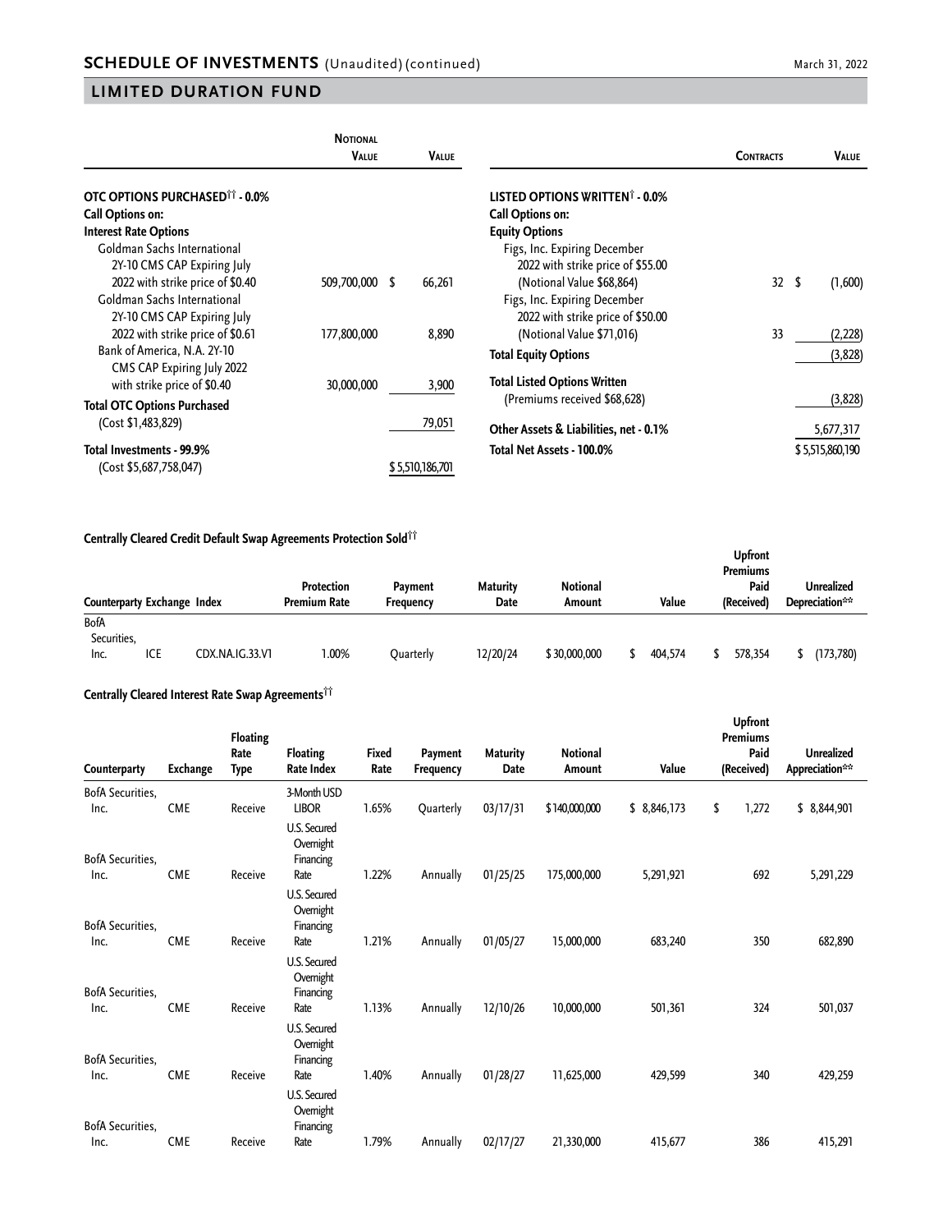## SCHEDULE OF INVESTMENTS (Unaudited) (continued)

## LIMITED DURATION FUND

| | Notional Value | Value |
|---|---|---|
| **OTC OPTIONS PURCHASED†† - 0.0%** | | |
| **Call Options on:** | | |
| **Interest Rate Options** | | |
| Goldman Sachs International 2Y-10 CMS CAP Expiring July 2022 with strike price of $0.40 | 509,700,000 | $ 66,261 |
| Goldman Sachs International 2Y-10 CMS CAP Expiring July 2022 with strike price of $0.61 | 177,800,000 | 8,890 |
| Bank of America, N.A. 2Y-10 CMS CAP Expiring July 2022 with strike price of $0.40 | 30,000,000 | 3,900 |
| **Total OTC Options Purchased** (Cost $1,483,829) | | 79,051 |
| **Total Investments - 99.9%** (Cost $5,687,758,047) | | $ 5,510,186,701 |

| | Contracts | Value |
|---|---|---|
| **LISTED OPTIONS WRITTEN† - 0.0%** | | |
| **Call Options on:** | | |
| **Equity Options** | | |
| Figs, Inc. Expiring December 2022 with strike price of $55.00 (Notional Value $68,864) | 32 | $ (1,600) |
| Figs, Inc. Expiring December 2022 with strike price of $50.00 (Notional Value $71,016) | 33 | (2,228) |
| **Total Equity Options** | | (3,828) |
| **Total Listed Options Written** (Premiums received $68,628) | | (3,828) |
| **Other Assets & Liabilities, net - 0.1%** | | 5,677,317 |
| **Total Net Assets - 100.0%** | | $ 5,515,860,190 |

**Centrally Cleared Credit Default Swap Agreements Protection Sold††**

| Counterparty | Exchange | Index | Protection Premium Rate | Payment Frequency | Maturity Date | Notional Amount | Value | Upfront Premiums Paid (Received) | Unrealized Depreciation** |
|---|---|---|---|---|---|---|---|---|---|
| BofA Securities, Inc. | ICE | CDX.NA.IG.33.V1 | 1.00% | Quarterly | 12/20/24 | $ 30,000,000 | $ 404,574 | $ 578,354 | $ (173,780) |

**Centrally Cleared Interest Rate Swap Agreements††**

| Counterparty | Exchange | Floating Rate Type | Floating Rate Index | Fixed Rate | Payment Frequency | Maturity Date | Notional Amount | Value | Upfront Premiums Paid (Received) | Unrealized Appreciation** |
|---|---|---|---|---|---|---|---|---|---|---|
| BofA Securities, Inc. | CME | Receive | 3-Month USD LIBOR | 1.65% | Quarterly | 03/17/31 | $140,000,000 | $ 8,846,173 | $ 1,272 | $ 8,844,901 |
| BofA Securities, Inc. | CME | Receive | U.S. Secured Overnight Financing Rate | 1.22% | Annually | 01/25/25 | 175,000,000 | 5,291,921 | 692 | 5,291,229 |
| BofA Securities, Inc. | CME | Receive | U.S. Secured Overnight Financing Rate | 1.21% | Annually | 01/05/27 | 15,000,000 | 683,240 | 350 | 682,890 |
| BofA Securities, Inc. | CME | Receive | U.S. Secured Overnight Financing Rate | 1.13% | Annually | 12/10/26 | 10,000,000 | 501,361 | 324 | 501,037 |
| BofA Securities, Inc. | CME | Receive | U.S. Secured Overnight Financing Rate | 1.40% | Annually | 01/28/27 | 11,625,000 | 429,599 | 340 | 429,259 |
| BofA Securities, Inc. | CME | Receive | U.S. Secured Overnight Financing Rate | 1.79% | Annually | 02/17/27 | 21,330,000 | 415,677 | 386 | 415,291 |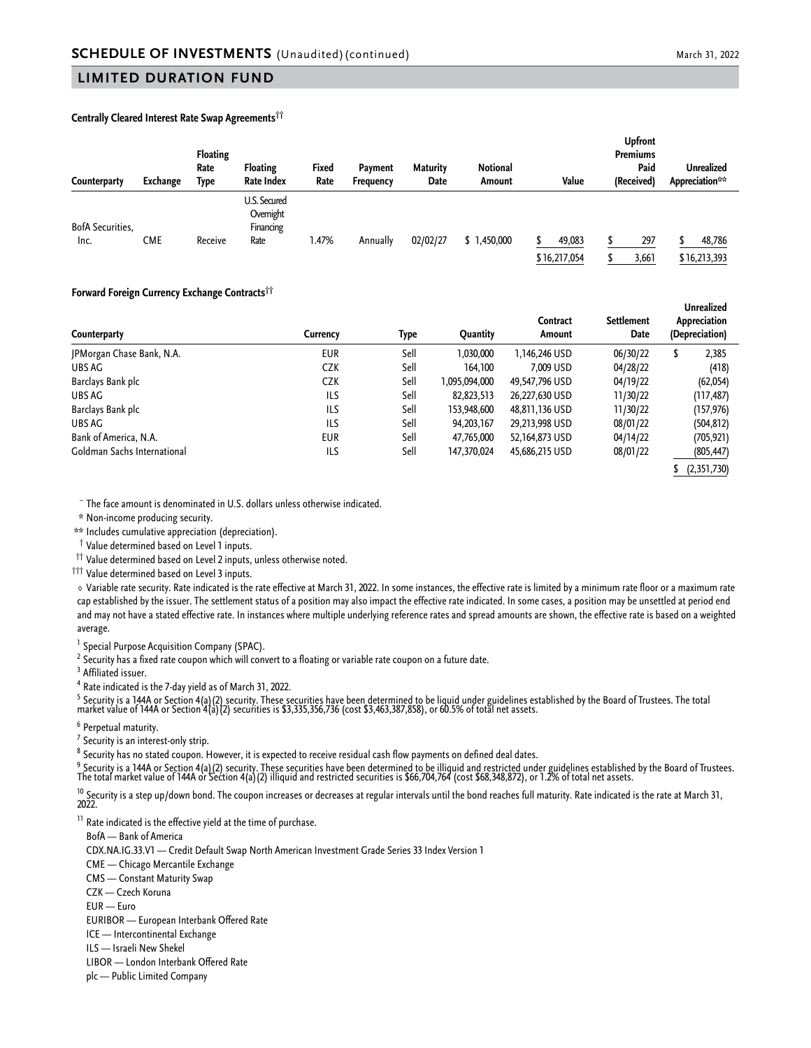## SCHEDULE OF INVESTMENTS (Unaudited) (continued)

## LIMITED DURATION FUND

**Centrally Cleared Interest Rate Swap Agreements††**

| Counterparty | Exchange | Floating Rate Type | Floating Rate Index | Fixed Rate | Payment Frequency | Maturity Date | Notional Amount | Value | Upfront Premiums Paid (Received) | Unrealized Appreciation** |
|---|---|---|---|---|---|---|---|---|---|---|
| BofA Securities, Inc. | CME | Receive | U.S. Secured Overnight Financing Rate | 1.47% | Annually | 02/02/27 | $ 1,450,000 | $ 49,083 | $ 297 | $ 48,786 |
| | | | | | | | | $ 16,217,054 | $ 3,661 | $ 16,213,393 |

**Forward Foreign Currency Exchange Contracts††**

| Counterparty | Currency | Type | Quantity | Contract Amount | Settlement Date | Unrealized Appreciation (Depreciation) |
|---|---|---|---|---|---|---|
| JPMorgan Chase Bank, N.A. | EUR | Sell | 1,030,000 | 1,146,246 USD | 06/30/22 | $ 2,385 |
| UBS AG | CZK | Sell | 164,100 | 7,009 USD | 04/28/22 | (418) |
| Barclays Bank plc | CZK | Sell | 1,095,094,000 | 49,547,796 USD | 04/19/22 | (62,054) |
| UBS AG | ILS | Sell | 82,823,513 | 26,227,630 USD | 11/30/22 | (117,487) |
| Barclays Bank plc | ILS | Sell | 153,948,600 | 48,811,136 USD | 11/30/22 | (157,976) |
| UBS AG | ILS | Sell | 94,203,167 | 29,213,998 USD | 08/01/22 | (504,812) |
| Bank of America, N.A. | EUR | Sell | 47,765,000 | 52,164,873 USD | 04/14/22 | (705,921) |
| Goldman Sachs International | ILS | Sell | 147,370,024 | 45,686,215 USD | 08/01/22 | (805,447) |
| | | | | | | $ (2,351,730) |

~ The face amount is denominated in U.S. dollars unless otherwise indicated.

\* Non-income producing security.

** Includes cumulative appreciation (depreciation).

† Value determined based on Level 1 inputs.

†† Value determined based on Level 2 inputs, unless otherwise noted.

††† Value determined based on Level 3 inputs.

◊ Variable rate security. Rate indicated is the rate effective at March 31, 2022. In some instances, the effective rate is limited by a minimum rate floor or a maximum rate cap established by the issuer. The settlement status of a position may also impact the effective rate indicated. In some cases, a position may be unsettled at period end and may not have a stated effective rate. In instances where multiple underlying reference rates and spread amounts are shown, the effective rate is based on a weighted average.

[1] Special Purpose Acquisition Company (SPAC).

[2] Security has a fixed rate coupon which will convert to a floating or variable rate coupon on a future date.

[3] Affiliated issuer.

[4] Rate indicated is the 7-day yield as of March 31, 2022.

[5] Security is a 144A or Section 4(a)(2) security. These securities have been determined to be liquid under guidelines established by the Board of Trustees. The total market value of 144A or Section 4(a)(2) securities is $3,335,356,736 (cost $3,463,387,858), or 60.5% of total net assets.

[6] Perpetual maturity.

[7] Security is an interest-only strip.

[8] Security has no stated coupon. However, it is expected to receive residual cash flow payments on defined deal dates.

[9] Security is a 144A or Section 4(a)(2) security. These securities have been determined to be illiquid and restricted under guidelines established by the Board of Trustees. The total market value of 144A or Section 4(a)(2) illiquid and restricted securities is $66,704,764 (cost $68,348,872), or 1.2% of total net assets.

[10] Security is a step up/down bond. The coupon increases or decreases at regular intervals until the bond reaches full maturity. Rate indicated is the rate at March 31, 2022.

[11] Rate indicated is the effective yield at the time of purchase.

BofA — Bank of America

CDX.NA.IG.33.V1 — Credit Default Swap North American Investment Grade Series 33 Index Version 1

CME — Chicago Mercantile Exchange

CMS — Constant Maturity Swap

CZK — Czech Koruna

EUR — Euro

EURIBOR — European Interbank Offered Rate

ICE — Intercontinental Exchange

ILS — Israeli New Shekel

LIBOR — London Interbank Offered Rate

plc — Public Limited Company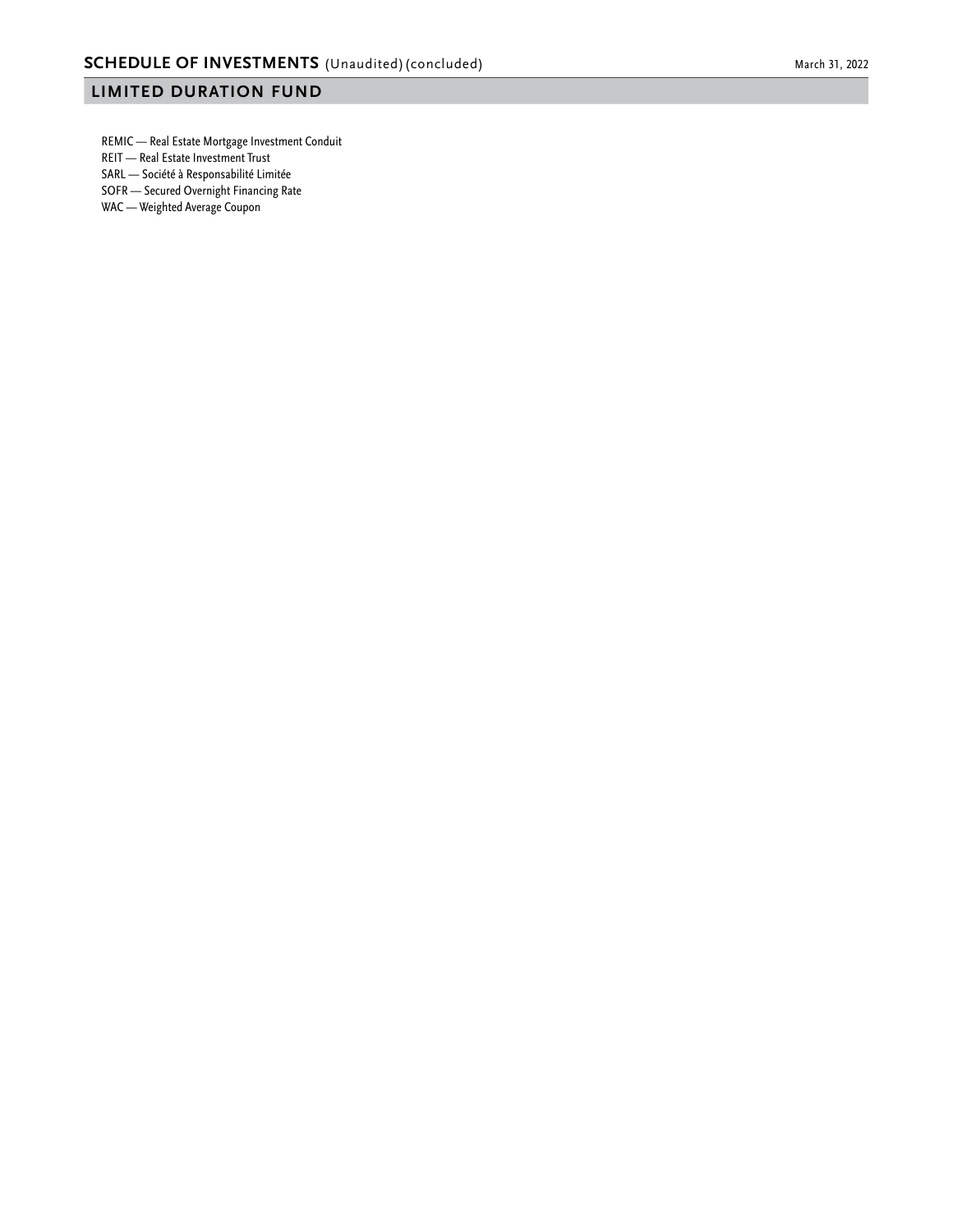## LIMITED DURATION FUND

REMIC — Real Estate Mortgage Investment Conduit
REIT — Real Estate Investment Trust
SARL — Société à Responsabilité Limitée
SOFR — Secured Overnight Financing Rate
WAC — Weighted Average Coupon